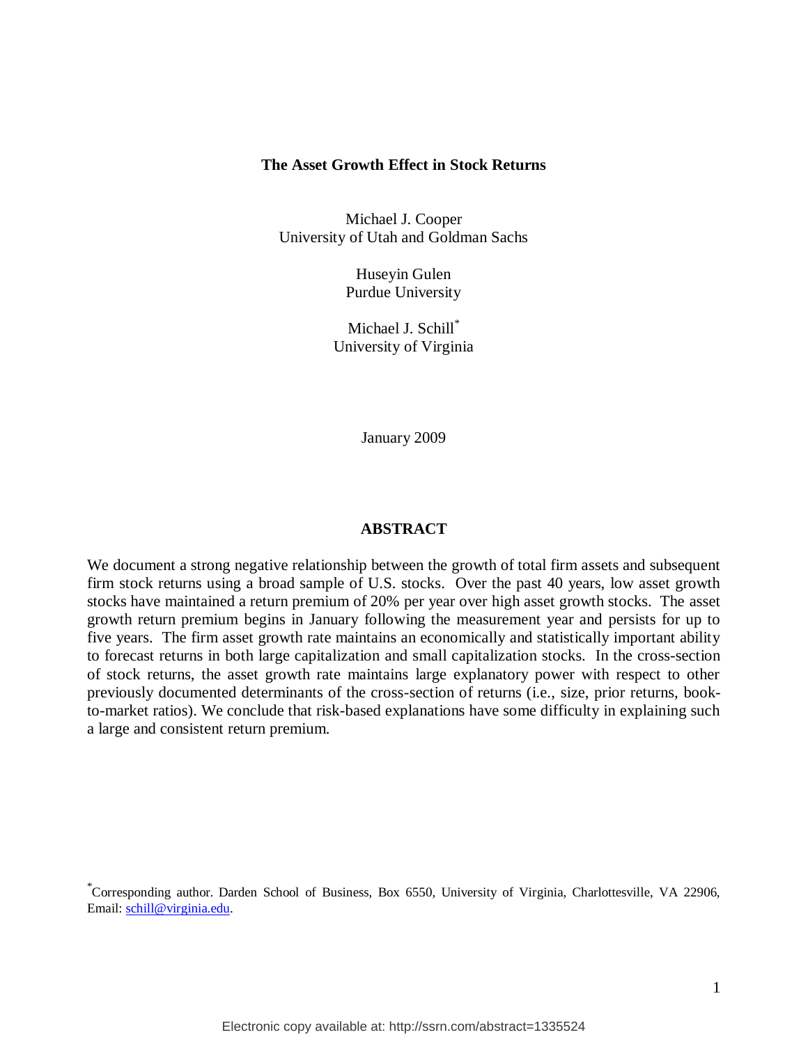# The Asset Growth Effect in Stock Returns

Michael J. Cooper
University of Utah and Goldman Sachs

Huseyin Gulen
Purdue University

Michael J. Schill[*]
University of Virginia

January 2009

## ABSTRACT

We document a strong negative relationship between the growth of total firm assets and subsequent firm stock returns using a broad sample of U.S. stocks. Over the past 40 years, low asset growth stocks have maintained a return premium of 20% per year over high asset growth stocks. The asset growth return premium begins in January following the measurement year and persists for up to five years. The firm asset growth rate maintains an economically and statistically important ability to forecast returns in both large capitalization and small capitalization stocks. In the cross-section of stock returns, the asset growth rate maintains large explanatory power with respect to other previously documented determinants of the cross-section of returns (i.e., size, prior returns, book-to-market ratios). We conclude that risk-based explanations have some difficulty in explaining such a large and consistent return premium.

[*]Corresponding author. Darden School of Business, Box 6550, University of Virginia, Charlottesville, VA 22906, Email: schill@virginia.edu.

Electronic copy available at: http://ssrn.com/abstract=1335524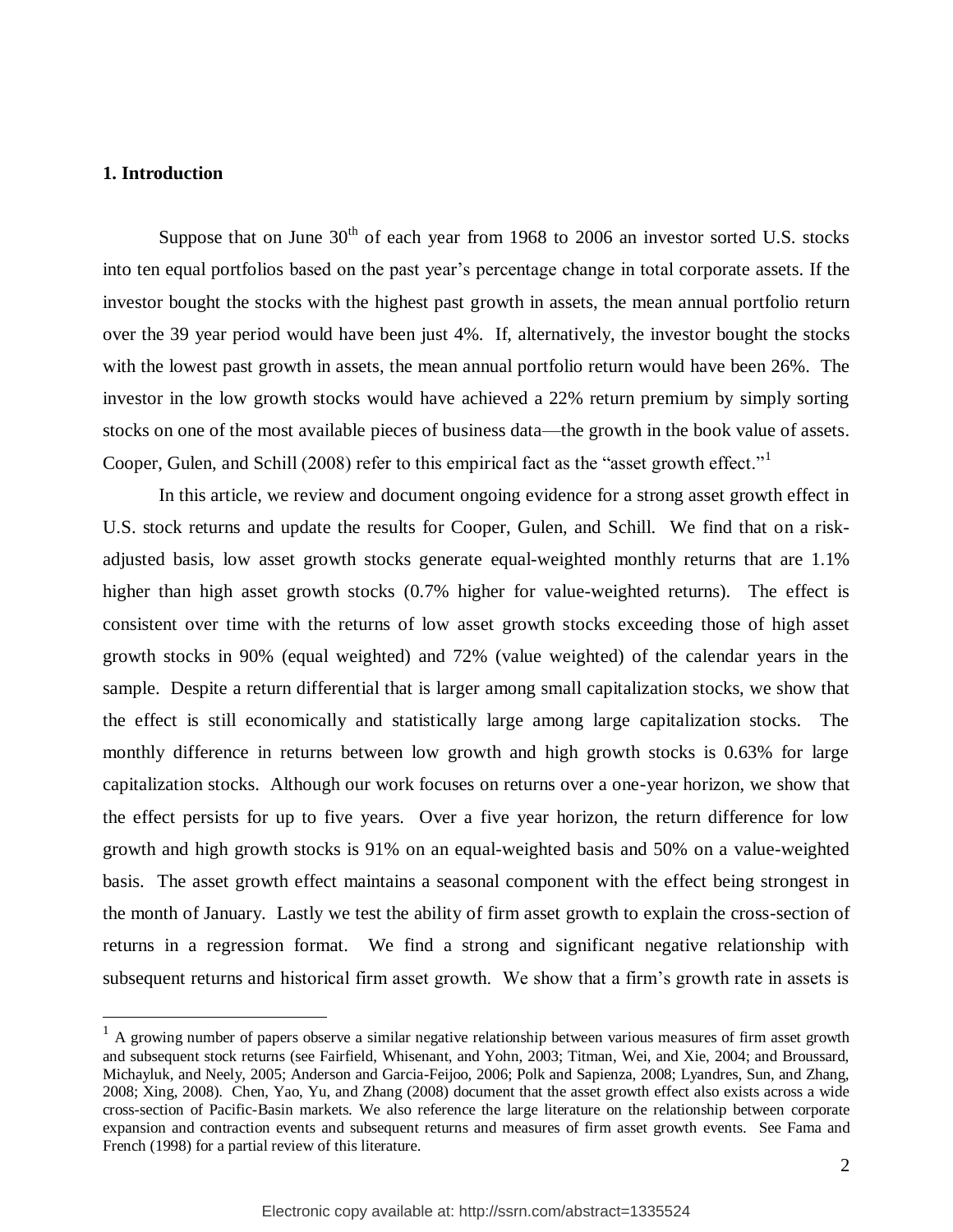## 1. Introduction

Suppose that on June 30th of each year from 1968 to 2006 an investor sorted U.S. stocks into ten equal portfolios based on the past year's percentage change in total corporate assets. If the investor bought the stocks with the highest past growth in assets, the mean annual portfolio return over the 39 year period would have been just 4%. If, alternatively, the investor bought the stocks with the lowest past growth in assets, the mean annual portfolio return would have been 26%. The investor in the low growth stocks would have achieved a 22% return premium by simply sorting stocks on one of the most available pieces of business data—the growth in the book value of assets. Cooper, Gulen, and Schill (2008) refer to this empirical fact as the "asset growth effect."[1]

In this article, we review and document ongoing evidence for a strong asset growth effect in U.S. stock returns and update the results for Cooper, Gulen, and Schill. We find that on a risk-adjusted basis, low asset growth stocks generate equal-weighted monthly returns that are 1.1% higher than high asset growth stocks (0.7% higher for value-weighted returns). The effect is consistent over time with the returns of low asset growth stocks exceeding those of high asset growth stocks in 90% (equal weighted) and 72% (value weighted) of the calendar years in the sample. Despite a return differential that is larger among small capitalization stocks, we show that the effect is still economically and statistically large among large capitalization stocks. The monthly difference in returns between low growth and high growth stocks is 0.63% for large capitalization stocks. Although our work focuses on returns over a one-year horizon, we show that the effect persists for up to five years. Over a five year horizon, the return difference for low growth and high growth stocks is 91% on an equal-weighted basis and 50% on a value-weighted basis. The asset growth effect maintains a seasonal component with the effect being strongest in the month of January. Lastly we test the ability of firm asset growth to explain the cross-section of returns in a regression format. We find a strong and significant negative relationship with subsequent returns and historical firm asset growth. We show that a firm's growth rate in assets is

[1] A growing number of papers observe a similar negative relationship between various measures of firm asset growth and subsequent stock returns (see Fairfield, Whisenant, and Yohn, 2003; Titman, Wei, and Xie, 2004; and Broussard, Michayluk, and Neely, 2005; Anderson and Garcia-Feijoo, 2006; Polk and Sapienza, 2008; Lyandres, Sun, and Zhang, 2008; Xing, 2008). Chen, Yao, Yu, and Zhang (2008) document that the asset growth effect also exists across a wide cross-section of Pacific-Basin markets. We also reference the large literature on the relationship between corporate expansion and contraction events and subsequent returns and measures of firm asset growth events. See Fama and French (1998) for a partial review of this literature.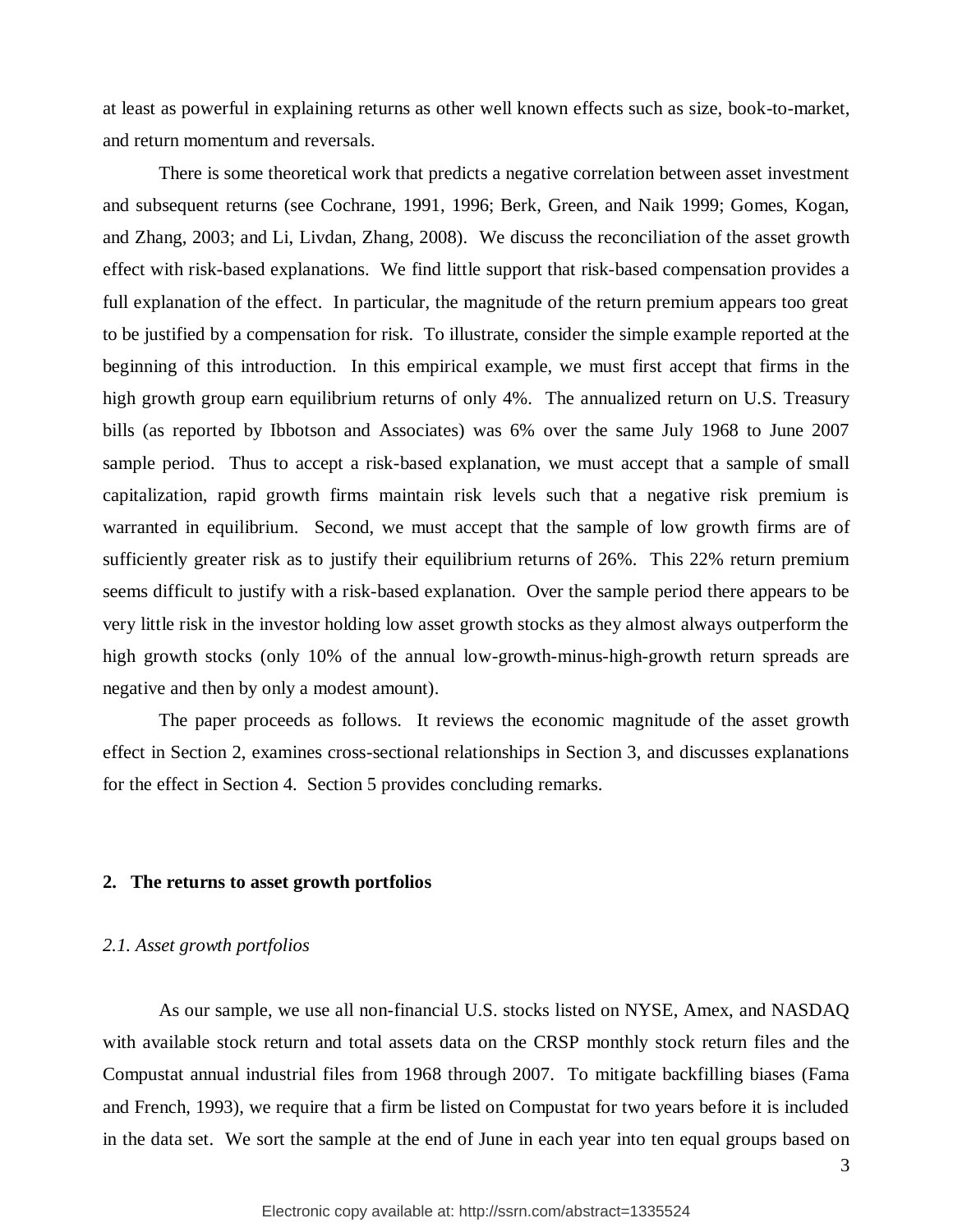at least as powerful in explaining returns as other well known effects such as size, book-to-market, and return momentum and reversals.

There is some theoretical work that predicts a negative correlation between asset investment and subsequent returns (see Cochrane, 1991, 1996; Berk, Green, and Naik 1999; Gomes, Kogan, and Zhang, 2003; and Li, Livdan, Zhang, 2008). We discuss the reconciliation of the asset growth effect with risk-based explanations. We find little support that risk-based compensation provides a full explanation of the effect. In particular, the magnitude of the return premium appears too great to be justified by a compensation for risk. To illustrate, consider the simple example reported at the beginning of this introduction. In this empirical example, we must first accept that firms in the high growth group earn equilibrium returns of only 4%. The annualized return on U.S. Treasury bills (as reported by Ibbotson and Associates) was 6% over the same July 1968 to June 2007 sample period. Thus to accept a risk-based explanation, we must accept that a sample of small capitalization, rapid growth firms maintain risk levels such that a negative risk premium is warranted in equilibrium. Second, we must accept that the sample of low growth firms are of sufficiently greater risk as to justify their equilibrium returns of 26%. This 22% return premium seems difficult to justify with a risk-based explanation. Over the sample period there appears to be very little risk in the investor holding low asset growth stocks as they almost always outperform the high growth stocks (only 10% of the annual low-growth-minus-high-growth return spreads are negative and then by only a modest amount).

The paper proceeds as follows. It reviews the economic magnitude of the asset growth effect in Section 2, examines cross-sectional relationships in Section 3, and discusses explanations for the effect in Section 4. Section 5 provides concluding remarks.

## 2. The returns to asset growth portfolios

### *2.1. Asset growth portfolios*

As our sample, we use all non-financial U.S. stocks listed on NYSE, Amex, and NASDAQ with available stock return and total assets data on the CRSP monthly stock return files and the Compustat annual industrial files from 1968 through 2007. To mitigate backfilling biases (Fama and French, 1993), we require that a firm be listed on Compustat for two years before it is included in the data set. We sort the sample at the end of June in each year into ten equal groups based on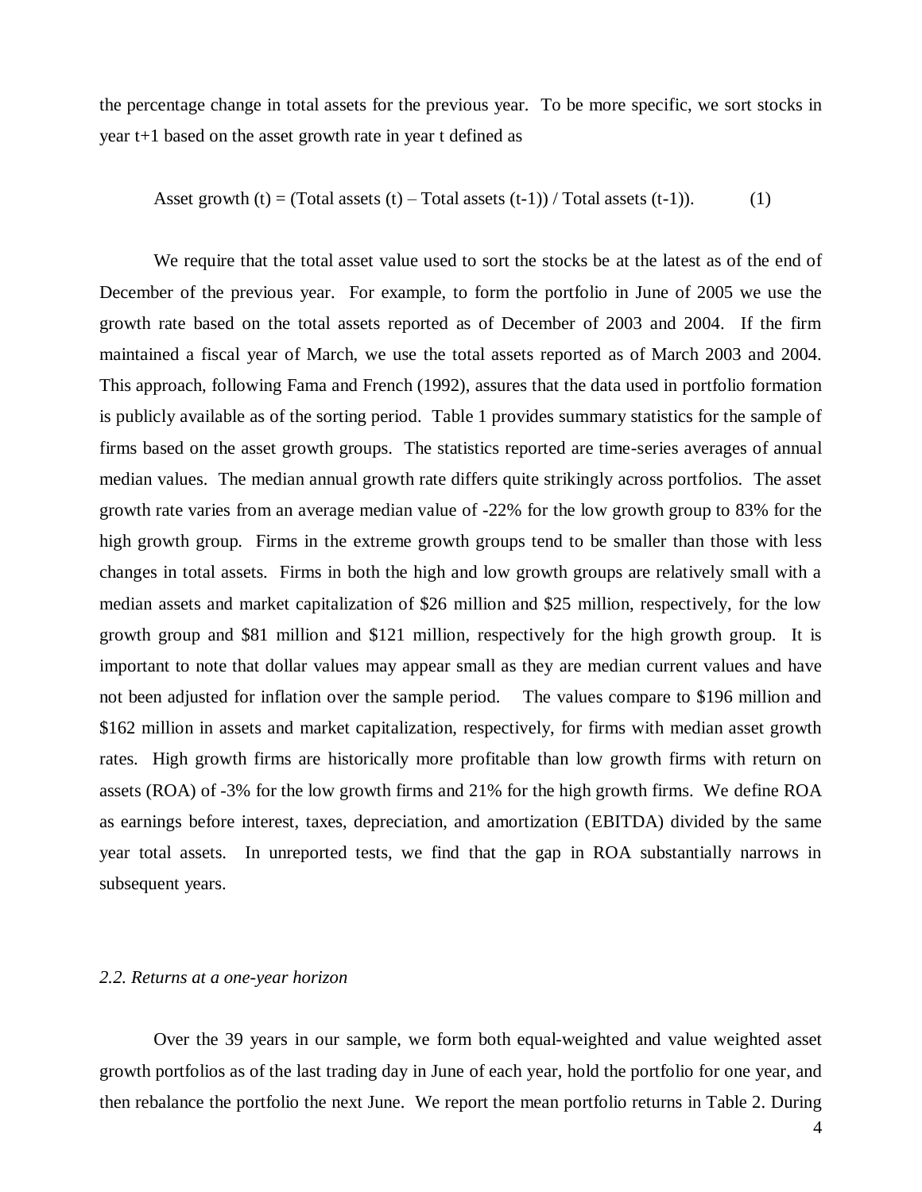the percentage change in total assets for the previous year. To be more specific, we sort stocks in year t+1 based on the asset growth rate in year t defined as

$$\text{Asset growth (t)} = (\text{Total assets (t)} - \text{Total assets (t-1)}) / \text{Total assets (t-1)}). \qquad (1)$$

We require that the total asset value used to sort the stocks be at the latest as of the end of December of the previous year. For example, to form the portfolio in June of 2005 we use the growth rate based on the total assets reported as of December of 2003 and 2004. If the firm maintained a fiscal year of March, we use the total assets reported as of March 2003 and 2004. This approach, following Fama and French (1992), assures that the data used in portfolio formation is publicly available as of the sorting period. Table 1 provides summary statistics for the sample of firms based on the asset growth groups. The statistics reported are time-series averages of annual median values. The median annual growth rate differs quite strikingly across portfolios. The asset growth rate varies from an average median value of -22% for the low growth group to 83% for the high growth group. Firms in the extreme growth groups tend to be smaller than those with less changes in total assets. Firms in both the high and low growth groups are relatively small with a median assets and market capitalization of \$26 million and \$25 million, respectively, for the low growth group and \$81 million and \$121 million, respectively for the high growth group. It is important to note that dollar values may appear small as they are median current values and have not been adjusted for inflation over the sample period. The values compare to \$196 million and \$162 million in assets and market capitalization, respectively, for firms with median asset growth rates. High growth firms are historically more profitable than low growth firms with return on assets (ROA) of -3% for the low growth firms and 21% for the high growth firms. We define ROA as earnings before interest, taxes, depreciation, and amortization (EBITDA) divided by the same year total assets. In unreported tests, we find that the gap in ROA substantially narrows in subsequent years.

### *2.2. Returns at a one-year horizon*

Over the 39 years in our sample, we form both equal-weighted and value weighted asset growth portfolios as of the last trading day in June of each year, hold the portfolio for one year, and then rebalance the portfolio the next June. We report the mean portfolio returns in Table 2. During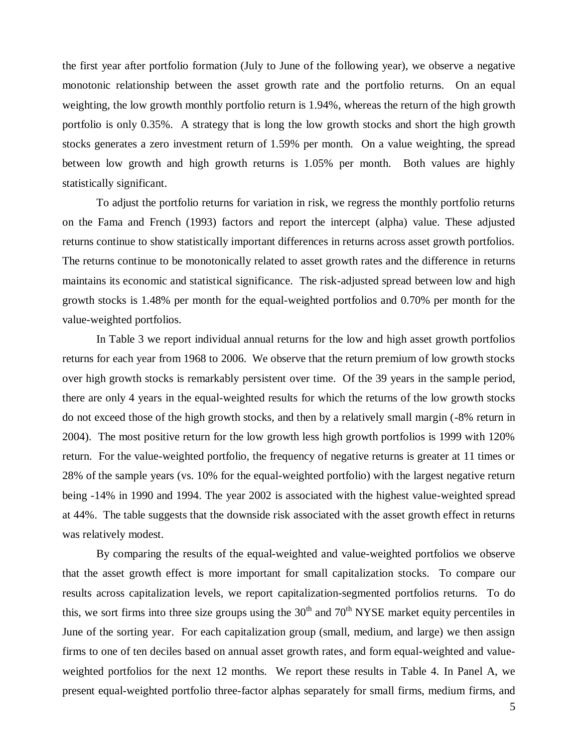the first year after portfolio formation (July to June of the following year), we observe a negative monotonic relationship between the asset growth rate and the portfolio returns. On an equal weighting, the low growth monthly portfolio return is 1.94%, whereas the return of the high growth portfolio is only 0.35%. A strategy that is long the low growth stocks and short the high growth stocks generates a zero investment return of 1.59% per month. On a value weighting, the spread between low growth and high growth returns is 1.05% per month. Both values are highly statistically significant.

To adjust the portfolio returns for variation in risk, we regress the monthly portfolio returns on the Fama and French (1993) factors and report the intercept (alpha) value. These adjusted returns continue to show statistically important differences in returns across asset growth portfolios. The returns continue to be monotonically related to asset growth rates and the difference in returns maintains its economic and statistical significance. The risk-adjusted spread between low and high growth stocks is 1.48% per month for the equal-weighted portfolios and 0.70% per month for the value-weighted portfolios.

In Table 3 we report individual annual returns for the low and high asset growth portfolios returns for each year from 1968 to 2006. We observe that the return premium of low growth stocks over high growth stocks is remarkably persistent over time. Of the 39 years in the sample period, there are only 4 years in the equal-weighted results for which the returns of the low growth stocks do not exceed those of the high growth stocks, and then by a relatively small margin (-8% return in 2004). The most positive return for the low growth less high growth portfolios is 1999 with 120% return. For the value-weighted portfolio, the frequency of negative returns is greater at 11 times or 28% of the sample years (vs. 10% for the equal-weighted portfolio) with the largest negative return being -14% in 1990 and 1994. The year 2002 is associated with the highest value-weighted spread at 44%. The table suggests that the downside risk associated with the asset growth effect in returns was relatively modest.

By comparing the results of the equal-weighted and value-weighted portfolios we observe that the asset growth effect is more important for small capitalization stocks. To compare our results across capitalization levels, we report capitalization-segmented portfolios returns. To do this, we sort firms into three size groups using the 30th and 70th NYSE market equity percentiles in June of the sorting year. For each capitalization group (small, medium, and large) we then assign firms to one of ten deciles based on annual asset growth rates, and form equal-weighted and value-weighted portfolios for the next 12 months. We report these results in Table 4. In Panel A, we present equal-weighted portfolio three-factor alphas separately for small firms, medium firms, and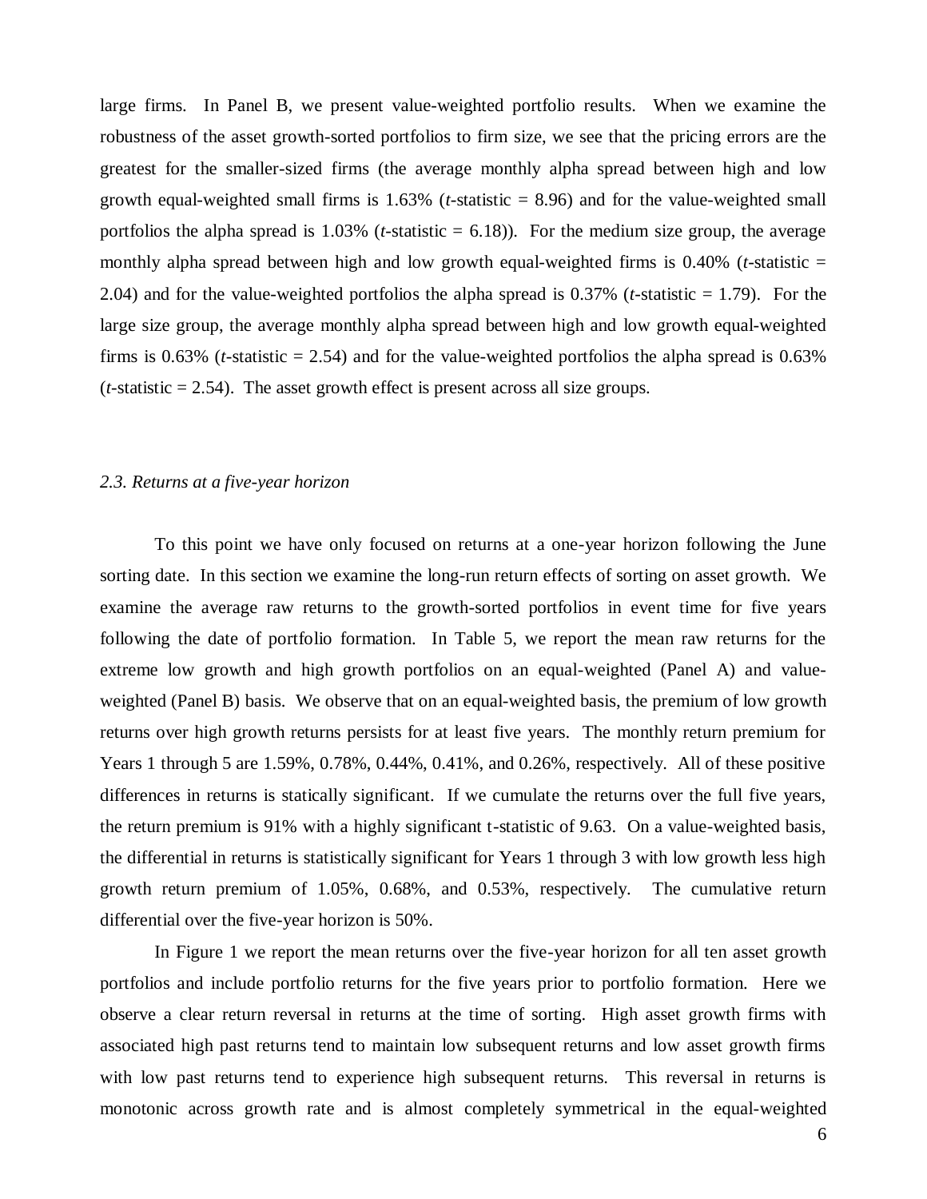large firms. In Panel B, we present value-weighted portfolio results. When we examine the robustness of the asset growth-sorted portfolios to firm size, we see that the pricing errors are the greatest for the smaller-sized firms (the average monthly alpha spread between high and low growth equal-weighted small firms is 1.63% (*t*-statistic = 8.96) and for the value-weighted small portfolios the alpha spread is 1.03% (*t*-statistic = 6.18)). For the medium size group, the average monthly alpha spread between high and low growth equal-weighted firms is 0.40% (*t*-statistic = 2.04) and for the value-weighted portfolios the alpha spread is 0.37% (*t*-statistic = 1.79). For the large size group, the average monthly alpha spread between high and low growth equal-weighted firms is 0.63% (*t*-statistic = 2.54) and for the value-weighted portfolios the alpha spread is 0.63% (*t*-statistic = 2.54). The asset growth effect is present across all size groups.

### *2.3. Returns at a five-year horizon*

To this point we have only focused on returns at a one-year horizon following the June sorting date. In this section we examine the long-run return effects of sorting on asset growth. We examine the average raw returns to the growth-sorted portfolios in event time for five years following the date of portfolio formation. In Table 5, we report the mean raw returns for the extreme low growth and high growth portfolios on an equal-weighted (Panel A) and value-weighted (Panel B) basis. We observe that on an equal-weighted basis, the premium of low growth returns over high growth returns persists for at least five years. The monthly return premium for Years 1 through 5 are 1.59%, 0.78%, 0.44%, 0.41%, and 0.26%, respectively. All of these positive differences in returns is statically significant. If we cumulate the returns over the full five years, the return premium is 91% with a highly significant t-statistic of 9.63. On a value-weighted basis, the differential in returns is statistically significant for Years 1 through 3 with low growth less high growth return premium of 1.05%, 0.68%, and 0.53%, respectively. The cumulative return differential over the five-year horizon is 50%.

In Figure 1 we report the mean returns over the five-year horizon for all ten asset growth portfolios and include portfolio returns for the five years prior to portfolio formation. Here we observe a clear return reversal in returns at the time of sorting. High asset growth firms with associated high past returns tend to maintain low subsequent returns and low asset growth firms with low past returns tend to experience high subsequent returns. This reversal in returns is monotonic across growth rate and is almost completely symmetrical in the equal-weighted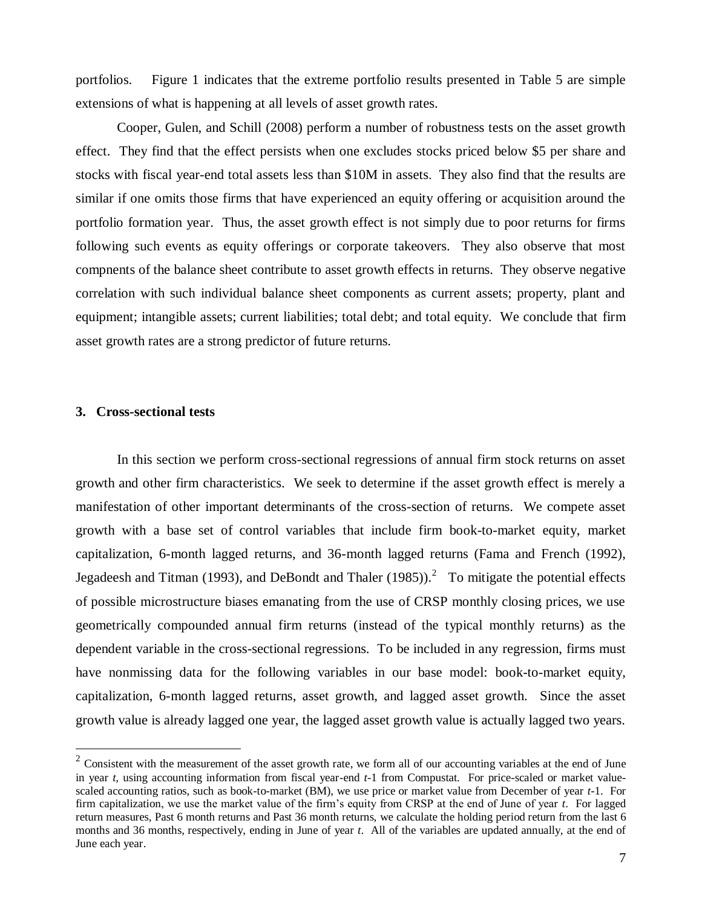portfolios. Figure 1 indicates that the extreme portfolio results presented in Table 5 are simple extensions of what is happening at all levels of asset growth rates.

Cooper, Gulen, and Schill (2008) perform a number of robustness tests on the asset growth effect. They find that the effect persists when one excludes stocks priced below $5 per share and stocks with fiscal year-end total assets less than $10M in assets. They also find that the results are similar if one omits those firms that have experienced an equity offering or acquisition around the portfolio formation year. Thus, the asset growth effect is not simply due to poor returns for firms following such events as equity offerings or corporate takeovers. They also observe that most compnents of the balance sheet contribute to asset growth effects in returns. They observe negative correlation with such individual balance sheet components as current assets; property, plant and equipment; intangible assets; current liabilities; total debt; and total equity. We conclude that firm asset growth rates are a strong predictor of future returns.

## 3. Cross-sectional tests

In this section we perform cross-sectional regressions of annual firm stock returns on asset growth and other firm characteristics. We seek to determine if the asset growth effect is merely a manifestation of other important determinants of the cross-section of returns. We compete asset growth with a base set of control variables that include firm book-to-market equity, market capitalization, 6-month lagged returns, and 36-month lagged returns (Fama and French (1992), Jegadeesh and Titman (1993), and DeBondt and Thaler (1985)).[2] To mitigate the potential effects of possible microstructure biases emanating from the use of CRSP monthly closing prices, we use geometrically compounded annual firm returns (instead of the typical monthly returns) as the dependent variable in the cross-sectional regressions. To be included in any regression, firms must have nonmissing data for the following variables in our base model: book-to-market equity, capitalization, 6-month lagged returns, asset growth, and lagged asset growth. Since the asset growth value is already lagged one year, the lagged asset growth value is actually lagged two years.

[2] Consistent with the measurement of the asset growth rate, we form all of our accounting variables at the end of June in year *t*, using accounting information from fiscal year-end *t*-1 from Compustat. For price-scaled or market value-scaled accounting ratios, such as book-to-market (BM), we use price or market value from December of year *t*-1. For firm capitalization, we use the market value of the firm's equity from CRSP at the end of June of year *t*. For lagged return measures, Past 6 month returns and Past 36 month returns, we calculate the holding period return from the last 6 months and 36 months, respectively, ending in June of year *t*. All of the variables are updated annually, at the end of June each year.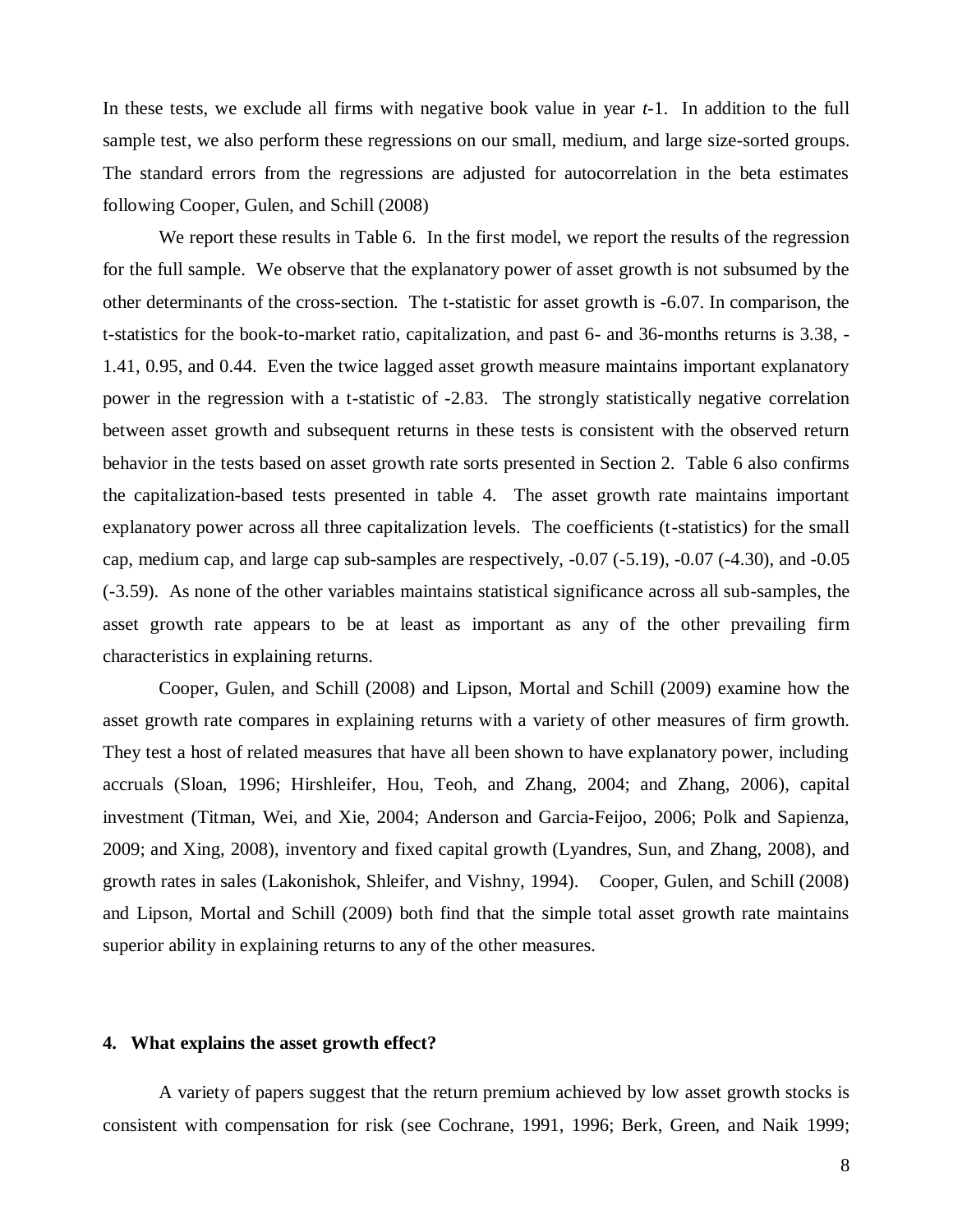In these tests, we exclude all firms with negative book value in year *t*-1. In addition to the full sample test, we also perform these regressions on our small, medium, and large size-sorted groups. The standard errors from the regressions are adjusted for autocorrelation in the beta estimates following Cooper, Gulen, and Schill (2008)

We report these results in Table 6. In the first model, we report the results of the regression for the full sample. We observe that the explanatory power of asset growth is not subsumed by the other determinants of the cross-section. The t-statistic for asset growth is -6.07. In comparison, the t-statistics for the book-to-market ratio, capitalization, and past 6- and 36-months returns is 3.38, -1.41, 0.95, and 0.44. Even the twice lagged asset growth measure maintains important explanatory power in the regression with a t-statistic of -2.83. The strongly statistically negative correlation between asset growth and subsequent returns in these tests is consistent with the observed return behavior in the tests based on asset growth rate sorts presented in Section 2. Table 6 also confirms the capitalization-based tests presented in table 4. The asset growth rate maintains important explanatory power across all three capitalization levels. The coefficients (t-statistics) for the small cap, medium cap, and large cap sub-samples are respectively, -0.07 (-5.19), -0.07 (-4.30), and -0.05 (-3.59). As none of the other variables maintains statistical significance across all sub-samples, the asset growth rate appears to be at least as important as any of the other prevailing firm characteristics in explaining returns.

Cooper, Gulen, and Schill (2008) and Lipson, Mortal and Schill (2009) examine how the asset growth rate compares in explaining returns with a variety of other measures of firm growth. They test a host of related measures that have all been shown to have explanatory power, including accruals (Sloan, 1996; Hirshleifer, Hou, Teoh, and Zhang, 2004; and Zhang, 2006), capital investment (Titman, Wei, and Xie, 2004; Anderson and Garcia-Feijoo, 2006; Polk and Sapienza, 2009; and Xing, 2008), inventory and fixed capital growth (Lyandres, Sun, and Zhang, 2008), and growth rates in sales (Lakonishok, Shleifer, and Vishny, 1994). Cooper, Gulen, and Schill (2008) and Lipson, Mortal and Schill (2009) both find that the simple total asset growth rate maintains superior ability in explaining returns to any of the other measures.

## 4. What explains the asset growth effect?

A variety of papers suggest that the return premium achieved by low asset growth stocks is consistent with compensation for risk (see Cochrane, 1991, 1996; Berk, Green, and Naik 1999;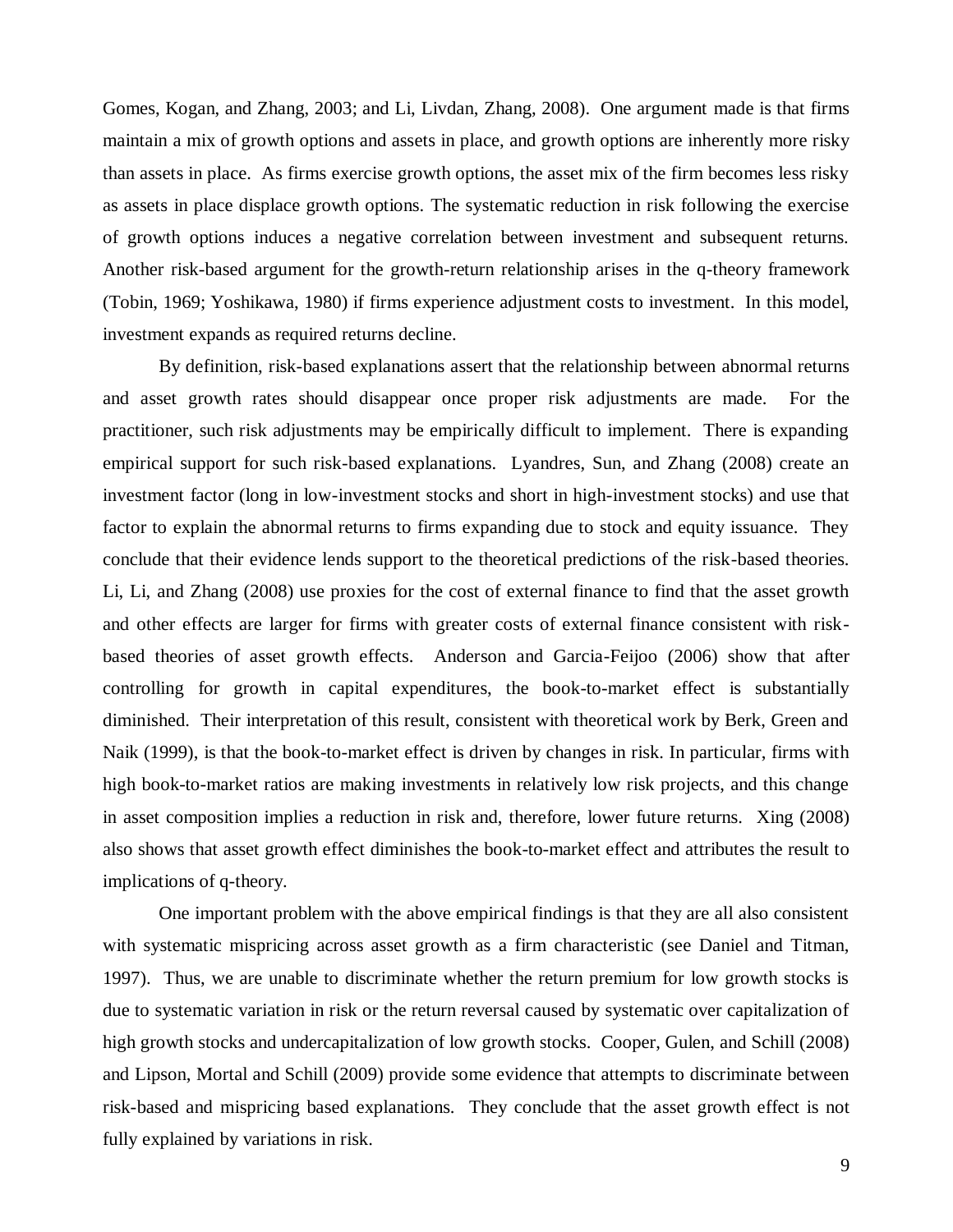Gomes, Kogan, and Zhang, 2003; and Li, Livdan, Zhang, 2008). One argument made is that firms maintain a mix of growth options and assets in place, and growth options are inherently more risky than assets in place. As firms exercise growth options, the asset mix of the firm becomes less risky as assets in place displace growth options. The systematic reduction in risk following the exercise of growth options induces a negative correlation between investment and subsequent returns. Another risk-based argument for the growth-return relationship arises in the q-theory framework (Tobin, 1969; Yoshikawa, 1980) if firms experience adjustment costs to investment. In this model, investment expands as required returns decline.

By definition, risk-based explanations assert that the relationship between abnormal returns and asset growth rates should disappear once proper risk adjustments are made. For the practitioner, such risk adjustments may be empirically difficult to implement. There is expanding empirical support for such risk-based explanations. Lyandres, Sun, and Zhang (2008) create an investment factor (long in low-investment stocks and short in high-investment stocks) and use that factor to explain the abnormal returns to firms expanding due to stock and equity issuance. They conclude that their evidence lends support to the theoretical predictions of the risk-based theories. Li, Li, and Zhang (2008) use proxies for the cost of external finance to find that the asset growth and other effects are larger for firms with greater costs of external finance consistent with risk-based theories of asset growth effects. Anderson and Garcia-Feijoo (2006) show that after controlling for growth in capital expenditures, the book-to-market effect is substantially diminished. Their interpretation of this result, consistent with theoretical work by Berk, Green and Naik (1999), is that the book-to-market effect is driven by changes in risk. In particular, firms with high book-to-market ratios are making investments in relatively low risk projects, and this change in asset composition implies a reduction in risk and, therefore, lower future returns. Xing (2008) also shows that asset growth effect diminishes the book-to-market effect and attributes the result to implications of q-theory.

One important problem with the above empirical findings is that they are all also consistent with systematic mispricing across asset growth as a firm characteristic (see Daniel and Titman, 1997). Thus, we are unable to discriminate whether the return premium for low growth stocks is due to systematic variation in risk or the return reversal caused by systematic over capitalization of high growth stocks and undercapitalization of low growth stocks. Cooper, Gulen, and Schill (2008) and Lipson, Mortal and Schill (2009) provide some evidence that attempts to discriminate between risk-based and mispricing based explanations. They conclude that the asset growth effect is not fully explained by variations in risk.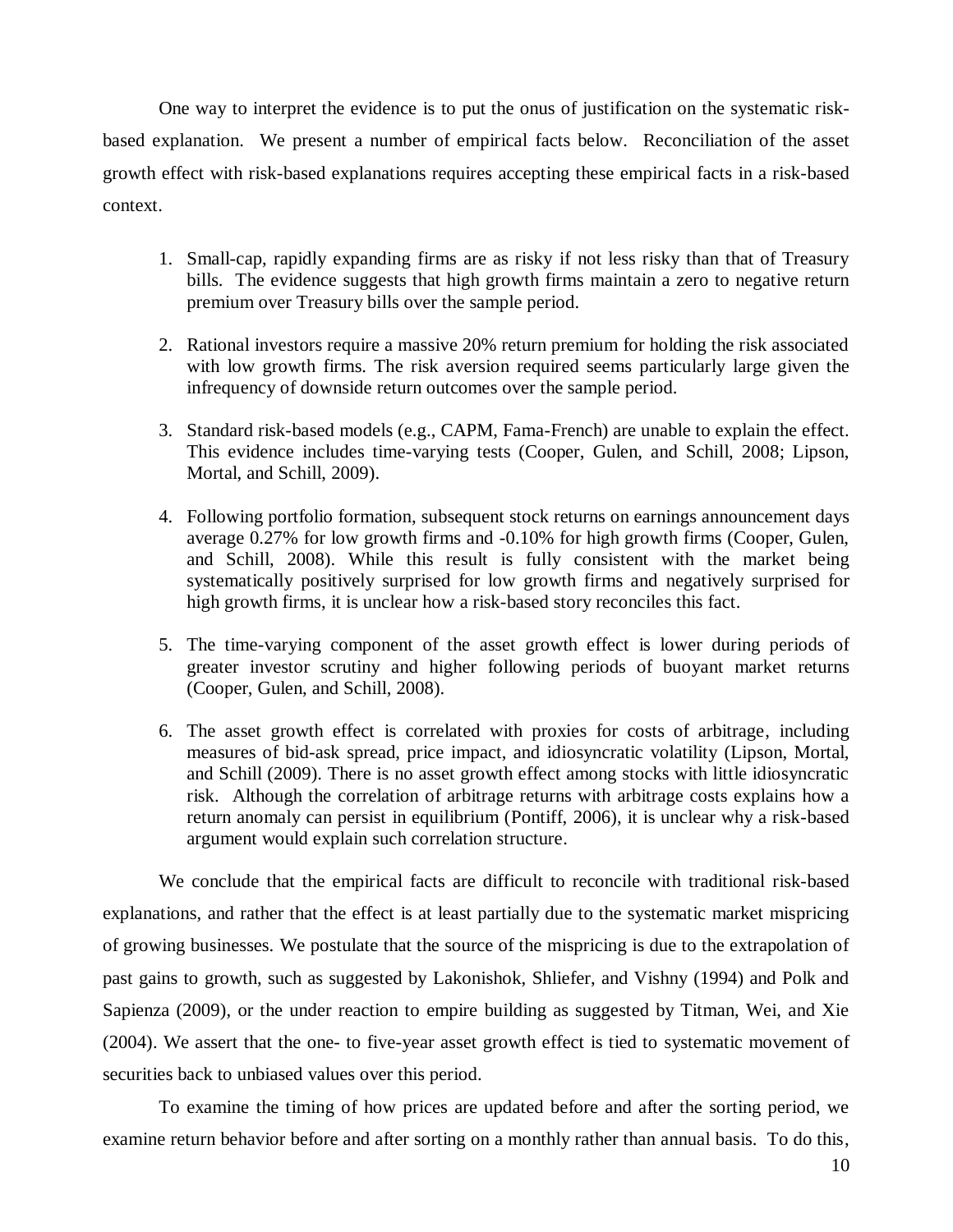One way to interpret the evidence is to put the onus of justification on the systematic risk-based explanation. We present a number of empirical facts below. Reconciliation of the asset growth effect with risk-based explanations requires accepting these empirical facts in a risk-based context.

1. Small-cap, rapidly expanding firms are as risky if not less risky than that of Treasury bills. The evidence suggests that high growth firms maintain a zero to negative return premium over Treasury bills over the sample period.

2. Rational investors require a massive 20% return premium for holding the risk associated with low growth firms. The risk aversion required seems particularly large given the infrequency of downside return outcomes over the sample period.

3. Standard risk-based models (e.g., CAPM, Fama-French) are unable to explain the effect. This evidence includes time-varying tests (Cooper, Gulen, and Schill, 2008; Lipson, Mortal, and Schill, 2009).

4. Following portfolio formation, subsequent stock returns on earnings announcement days average 0.27% for low growth firms and -0.10% for high growth firms (Cooper, Gulen, and Schill, 2008). While this result is fully consistent with the market being systematically positively surprised for low growth firms and negatively surprised for high growth firms, it is unclear how a risk-based story reconciles this fact.

5. The time-varying component of the asset growth effect is lower during periods of greater investor scrutiny and higher following periods of buoyant market returns (Cooper, Gulen, and Schill, 2008).

6. The asset growth effect is correlated with proxies for costs of arbitrage, including measures of bid-ask spread, price impact, and idiosyncratic volatility (Lipson, Mortal, and Schill (2009). There is no asset growth effect among stocks with little idiosyncratic risk. Although the correlation of arbitrage returns with arbitrage costs explains how a return anomaly can persist in equilibrium (Pontiff, 2006), it is unclear why a risk-based argument would explain such correlation structure.

We conclude that the empirical facts are difficult to reconcile with traditional risk-based explanations, and rather that the effect is at least partially due to the systematic market mispricing of growing businesses. We postulate that the source of the mispricing is due to the extrapolation of past gains to growth, such as suggested by Lakonishok, Shliefer, and Vishny (1994) and Polk and Sapienza (2009), or the under reaction to empire building as suggested by Titman, Wei, and Xie (2004). We assert that the one- to five-year asset growth effect is tied to systematic movement of securities back to unbiased values over this period.

To examine the timing of how prices are updated before and after the sorting period, we examine return behavior before and after sorting on a monthly rather than annual basis. To do this,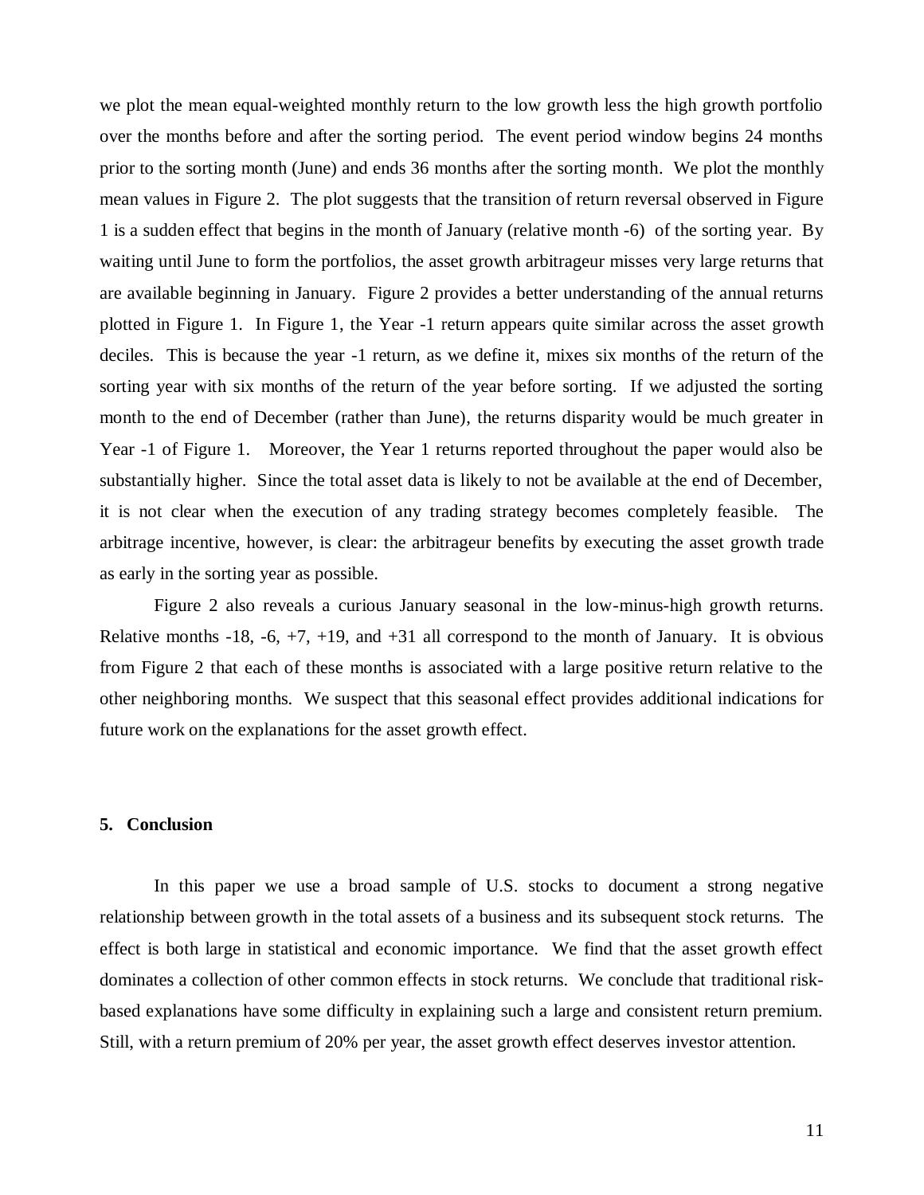we plot the mean equal-weighted monthly return to the low growth less the high growth portfolio over the months before and after the sorting period. The event period window begins 24 months prior to the sorting month (June) and ends 36 months after the sorting month. We plot the monthly mean values in Figure 2. The plot suggests that the transition of return reversal observed in Figure 1 is a sudden effect that begins in the month of January (relative month -6) of the sorting year. By waiting until June to form the portfolios, the asset growth arbitrageur misses very large returns that are available beginning in January. Figure 2 provides a better understanding of the annual returns plotted in Figure 1. In Figure 1, the Year -1 return appears quite similar across the asset growth deciles. This is because the year -1 return, as we define it, mixes six months of the return of the sorting year with six months of the return of the year before sorting. If we adjusted the sorting month to the end of December (rather than June), the returns disparity would be much greater in Year -1 of Figure 1. Moreover, the Year 1 returns reported throughout the paper would also be substantially higher. Since the total asset data is likely to not be available at the end of December, it is not clear when the execution of any trading strategy becomes completely feasible. The arbitrage incentive, however, is clear: the arbitrageur benefits by executing the asset growth trade as early in the sorting year as possible.

Figure 2 also reveals a curious January seasonal in the low-minus-high growth returns. Relative months -18, -6, +7, +19, and +31 all correspond to the month of January. It is obvious from Figure 2 that each of these months is associated with a large positive return relative to the other neighboring months. We suspect that this seasonal effect provides additional indications for future work on the explanations for the asset growth effect.

## 5. Conclusion

In this paper we use a broad sample of U.S. stocks to document a strong negative relationship between growth in the total assets of a business and its subsequent stock returns. The effect is both large in statistical and economic importance. We find that the asset growth effect dominates a collection of other common effects in stock returns. We conclude that traditional risk-based explanations have some difficulty in explaining such a large and consistent return premium. Still, with a return premium of 20% per year, the asset growth effect deserves investor attention.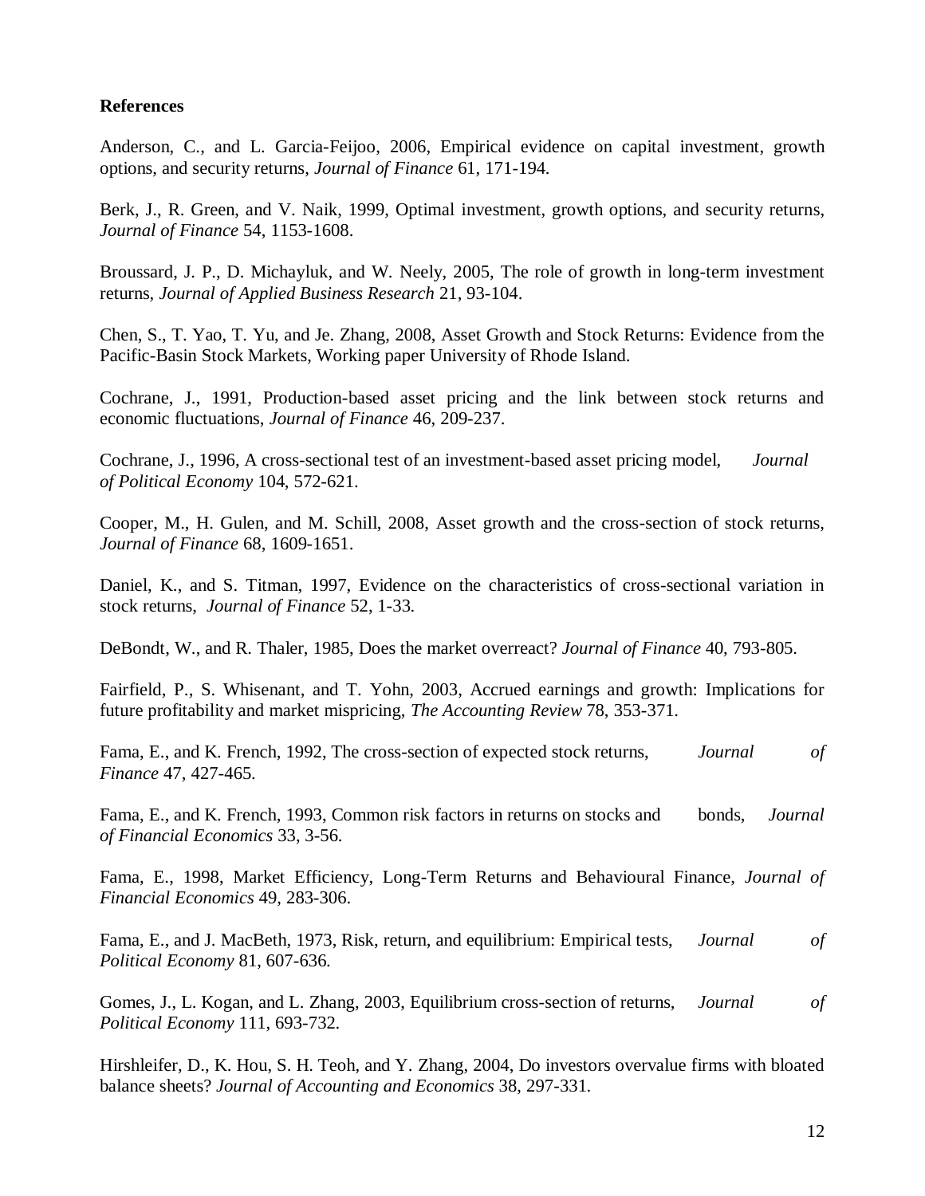**References**

Anderson, C., and L. Garcia-Feijoo, 2006, Empirical evidence on capital investment, growth options, and security returns, *Journal of Finance* 61, 171-194.

Berk, J., R. Green, and V. Naik, 1999, Optimal investment, growth options, and security returns, *Journal of Finance* 54, 1153-1608.

Broussard, J. P., D. Michayluk, and W. Neely, 2005, The role of growth in long-term investment returns, *Journal of Applied Business Research* 21, 93-104.

Chen, S., T. Yao, T. Yu, and Je. Zhang, 2008, Asset Growth and Stock Returns: Evidence from the Pacific-Basin Stock Markets, Working paper University of Rhode Island.

Cochrane, J., 1991, Production-based asset pricing and the link between stock returns and economic fluctuations, *Journal of Finance* 46, 209-237.

Cochrane, J., 1996, A cross-sectional test of an investment-based asset pricing model, *Journal of Political Economy* 104, 572-621.

Cooper, M., H. Gulen, and M. Schill, 2008, Asset growth and the cross-section of stock returns, *Journal of Finance* 68, 1609-1651.

Daniel, K., and S. Titman, 1997, Evidence on the characteristics of cross-sectional variation in stock returns, *Journal of Finance* 52, 1-33.

DeBondt, W., and R. Thaler, 1985, Does the market overreact? *Journal of Finance* 40, 793-805.

Fairfield, P., S. Whisenant, and T. Yohn, 2003, Accrued earnings and growth: Implications for future profitability and market mispricing, *The Accounting Review* 78, 353-371.

Fama, E., and K. French, 1992, The cross-section of expected stock returns, *Journal of Finance* 47, 427-465.

Fama, E., and K. French, 1993, Common risk factors in returns on stocks and bonds, *Journal of Financial Economics* 33, 3-56.

Fama, E., 1998, Market Efficiency, Long-Term Returns and Behavioural Finance, *Journal of Financial Economics* 49, 283-306.

Fama, E., and J. MacBeth, 1973, Risk, return, and equilibrium: Empirical tests, *Journal of Political Economy* 81, 607-636.

Gomes, J., L. Kogan, and L. Zhang, 2003, Equilibrium cross-section of returns, *Journal of Political Economy* 111, 693-732.

Hirshleifer, D., K. Hou, S. H. Teoh, and Y. Zhang, 2004, Do investors overvalue firms with bloated balance sheets? *Journal of Accounting and Economics* 38, 297-331.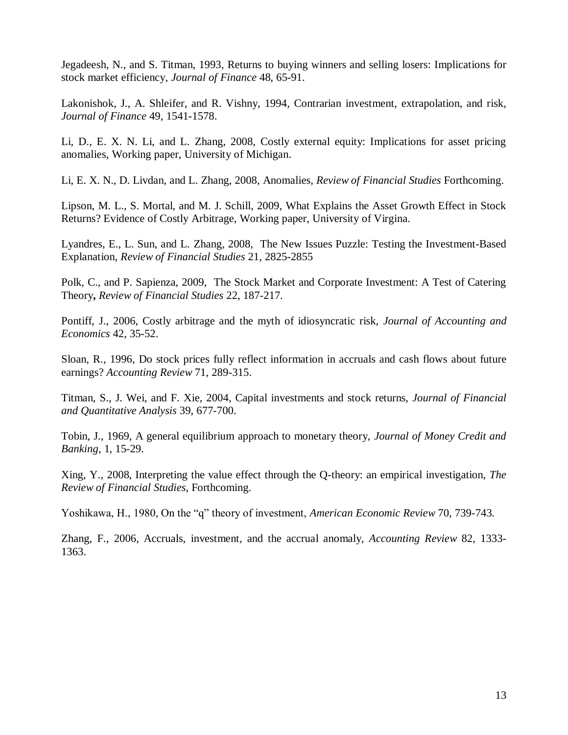Jegadeesh, N., and S. Titman, 1993, Returns to buying winners and selling losers: Implications for stock market efficiency, *Journal of Finance* 48, 65-91.

Lakonishok, J., A. Shleifer, and R. Vishny, 1994, Contrarian investment, extrapolation, and risk, *Journal of Finance* 49, 1541-1578.

Li, D., E. X. N. Li, and L. Zhang, 2008, Costly external equity: Implications for asset pricing anomalies, Working paper, University of Michigan.

Li, E. X. N., D. Livdan, and L. Zhang, 2008, Anomalies, *Review of Financial Studies* Forthcoming.

Lipson, M. L., S. Mortal, and M. J. Schill, 2009, What Explains the Asset Growth Effect in Stock Returns? Evidence of Costly Arbitrage, Working paper, University of Virgina.

Lyandres, E., L. Sun, and L. Zhang, 2008, The New Issues Puzzle: Testing the Investment-Based Explanation, *Review of Financial Studies* 21, 2825-2855

Polk, C., and P. Sapienza, 2009, The Stock Market and Corporate Investment: A Test of Catering Theory**,** *Review of Financial Studies* 22, 187-217.

Pontiff, J., 2006, Costly arbitrage and the myth of idiosyncratic risk, *Journal of Accounting and Economics* 42, 35-52.

Sloan, R., 1996, Do stock prices fully reflect information in accruals and cash flows about future earnings? *Accounting Review* 71, 289-315.

Titman, S., J. Wei, and F. Xie, 2004, Capital investments and stock returns, *Journal of Financial and Quantitative Analysis* 39, 677-700.

Tobin, J., 1969, A general equilibrium approach to monetary theory, *Journal of Money Credit and Banking*, 1, 15-29.

Xing, Y., 2008, Interpreting the value effect through the Q-theory: an empirical investigation, *The Review of Financial Studies*, Forthcoming.

Yoshikawa, H., 1980, On the "q" theory of investment, *American Economic Review* 70, 739-743.

Zhang, F., 2006, Accruals, investment, and the accrual anomaly, *Accounting Review* 82, 1333-1363.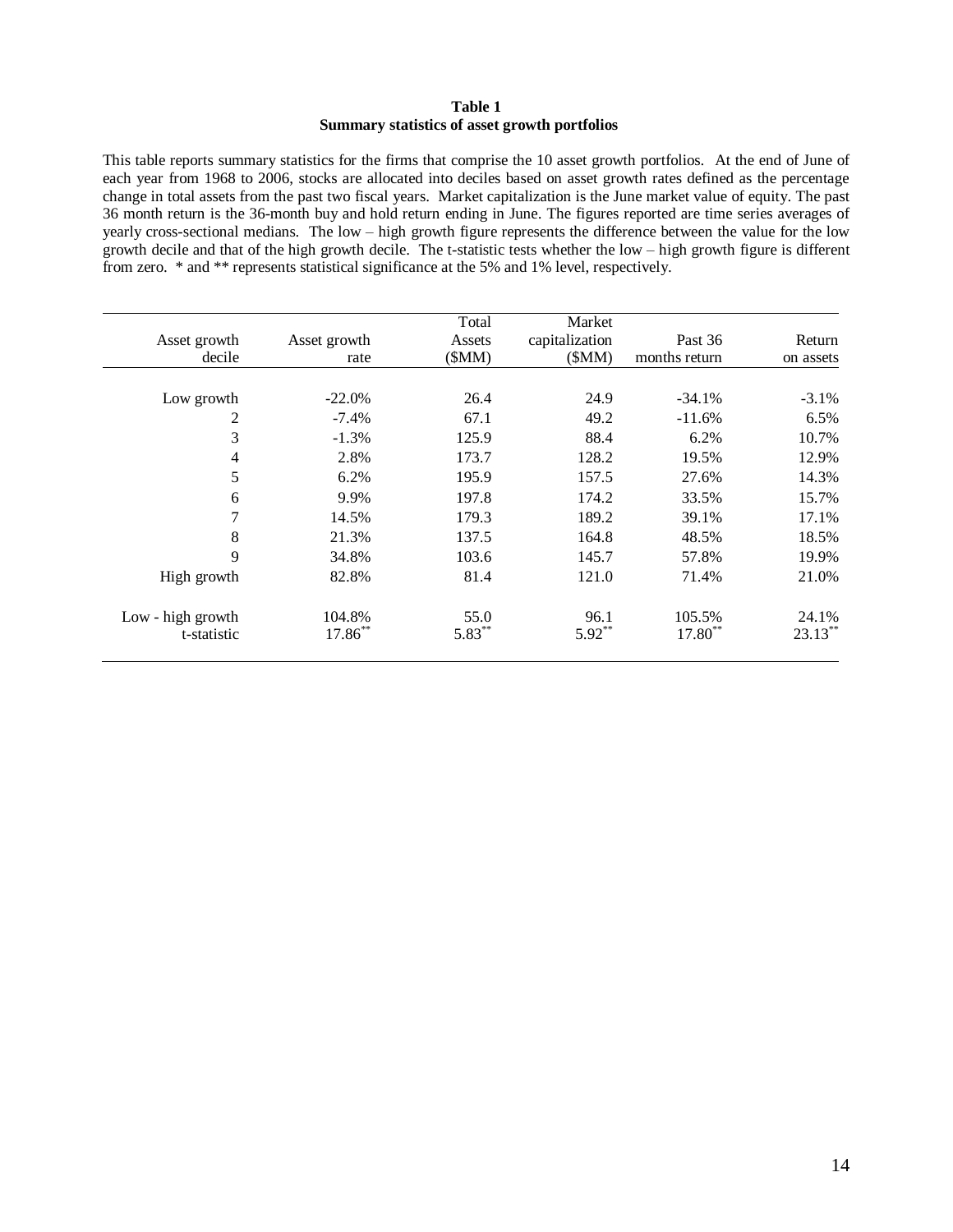**Table 1**
**Summary statistics of asset growth portfolios**

This table reports summary statistics for the firms that comprise the 10 asset growth portfolios. At the end of June of each year from 1968 to 2006, stocks are allocated into deciles based on asset growth rates defined as the percentage change in total assets from the past two fiscal years. Market capitalization is the June market value of equity. The past 36 month return is the 36-month buy and hold return ending in June. The figures reported are time series averages of yearly cross-sectional medians. The low – high growth figure represents the difference between the value for the low growth decile and that of the high growth decile. The t-statistic tests whether the low – high growth figure is different from zero. * and ** represents statistical significance at the 5% and 1% level, respectively.

| Asset growth decile | Asset growth rate | Total Assets ($MM) | Market capitalization ($MM) | Past 36 months return | Return on assets |
|---|---|---|---|---|---|
| Low growth | -22.0% | 26.4 | 24.9 | -34.1% | -3.1% |
| 2 | -7.4% | 67.1 | 49.2 | -11.6% | 6.5% |
| 3 | -1.3% | 125.9 | 88.4 | 6.2% | 10.7% |
| 4 | 2.8% | 173.7 | 128.2 | 19.5% | 12.9% |
| 5 | 6.2% | 195.9 | 157.5 | 27.6% | 14.3% |
| 6 | 9.9% | 197.8 | 174.2 | 33.5% | 15.7% |
| 7 | 14.5% | 179.3 | 189.2 | 39.1% | 17.1% |
| 8 | 21.3% | 137.5 | 164.8 | 48.5% | 18.5% |
| 9 | 34.8% | 103.6 | 145.7 | 57.8% | 19.9% |
| High growth | 82.8% | 81.4 | 121.0 | 71.4% | 21.0% |
| Low - high growth | 104.8% | 55.0 | 96.1 | 105.5% | 24.1% |
| t-statistic | 17.86** | 5.83** | 5.92** | 17.80** | 23.13** |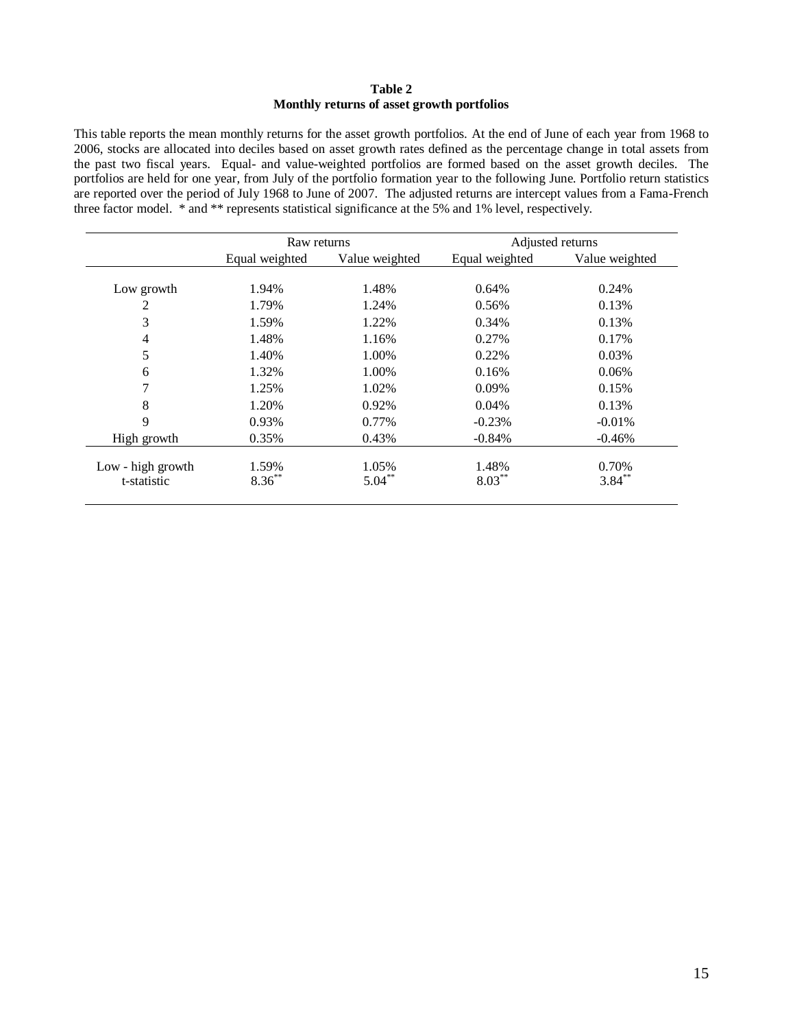**Table 2**
**Monthly returns of asset growth portfolios**

This table reports the mean monthly returns for the asset growth portfolios. At the end of June of each year from 1968 to 2006, stocks are allocated into deciles based on asset growth rates defined as the percentage change in total assets from the past two fiscal years. Equal- and value-weighted portfolios are formed based on the asset growth deciles. The portfolios are held for one year, from July of the portfolio formation year to the following June. Portfolio return statistics are reported over the period of July 1968 to June of 2007. The adjusted returns are intercept values from a Fama-French three factor model. * and ** represents statistical significance at the 5% and 1% level, respectively.

| | Raw returns | | Adjusted returns | |
|---|---|---|---|---|
| | Equal weighted | Value weighted | Equal weighted | Value weighted |
| Low growth | 1.94% | 1.48% | 0.64% | 0.24% |
| 2 | 1.79% | 1.24% | 0.56% | 0.13% |
| 3 | 1.59% | 1.22% | 0.34% | 0.13% |
| 4 | 1.48% | 1.16% | 0.27% | 0.17% |
| 5 | 1.40% | 1.00% | 0.22% | 0.03% |
| 6 | 1.32% | 1.00% | 0.16% | 0.06% |
| 7 | 1.25% | 1.02% | 0.09% | 0.15% |
| 8 | 1.20% | 0.92% | 0.04% | 0.13% |
| 9 | 0.93% | 0.77% | -0.23% | -0.01% |
| High growth | 0.35% | 0.43% | -0.84% | -0.46% |
| Low - high growth | 1.59% | 1.05% | 1.48% | 0.70% |
| t-statistic | 8.36** | 5.04** | 8.03** | 3.84** |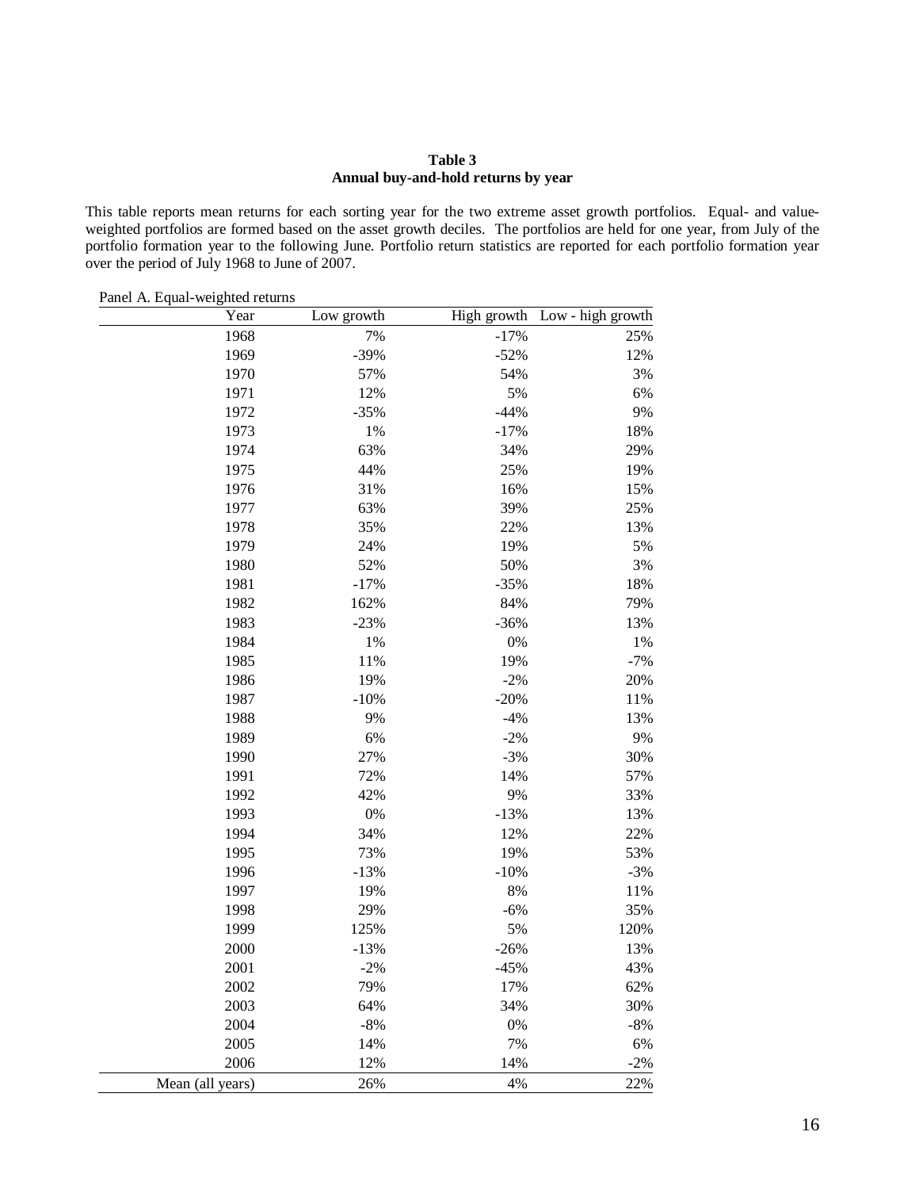**Table 3**
**Annual buy-and-hold returns by year**

This table reports mean returns for each sorting year for the two extreme asset growth portfolios. Equal- and value-weighted portfolios are formed based on the asset growth deciles. The portfolios are held for one year, from July of the portfolio formation year to the following June. Portfolio return statistics are reported for each portfolio formation year over the period of July 1968 to June of 2007.

Panel A. Equal-weighted returns

| Year | Low growth | High growth | Low - high growth |
|---|---|---|---|
| 1968 | 7% | -17% | 25% |
| 1969 | -39% | -52% | 12% |
| 1970 | 57% | 54% | 3% |
| 1971 | 12% | 5% | 6% |
| 1972 | -35% | -44% | 9% |
| 1973 | 1% | -17% | 18% |
| 1974 | 63% | 34% | 29% |
| 1975 | 44% | 25% | 19% |
| 1976 | 31% | 16% | 15% |
| 1977 | 63% | 39% | 25% |
| 1978 | 35% | 22% | 13% |
| 1979 | 24% | 19% | 5% |
| 1980 | 52% | 50% | 3% |
| 1981 | -17% | -35% | 18% |
| 1982 | 162% | 84% | 79% |
| 1983 | -23% | -36% | 13% |
| 1984 | 1% | 0% | 1% |
| 1985 | 11% | 19% | -7% |
| 1986 | 19% | -2% | 20% |
| 1987 | -10% | -20% | 11% |
| 1988 | 9% | -4% | 13% |
| 1989 | 6% | -2% | 9% |
| 1990 | 27% | -3% | 30% |
| 1991 | 72% | 14% | 57% |
| 1992 | 42% | 9% | 33% |
| 1993 | 0% | -13% | 13% |
| 1994 | 34% | 12% | 22% |
| 1995 | 73% | 19% | 53% |
| 1996 | -13% | -10% | -3% |
| 1997 | 19% | 8% | 11% |
| 1998 | 29% | -6% | 35% |
| 1999 | 125% | 5% | 120% |
| 2000 | -13% | -26% | 13% |
| 2001 | -2% | -45% | 43% |
| 2002 | 79% | 17% | 62% |
| 2003 | 64% | 34% | 30% |
| 2004 | -8% | 0% | -8% |
| 2005 | 14% | 7% | 6% |
| 2006 | 12% | 14% | -2% |
| Mean (all years) | 26% | 4% | 22% |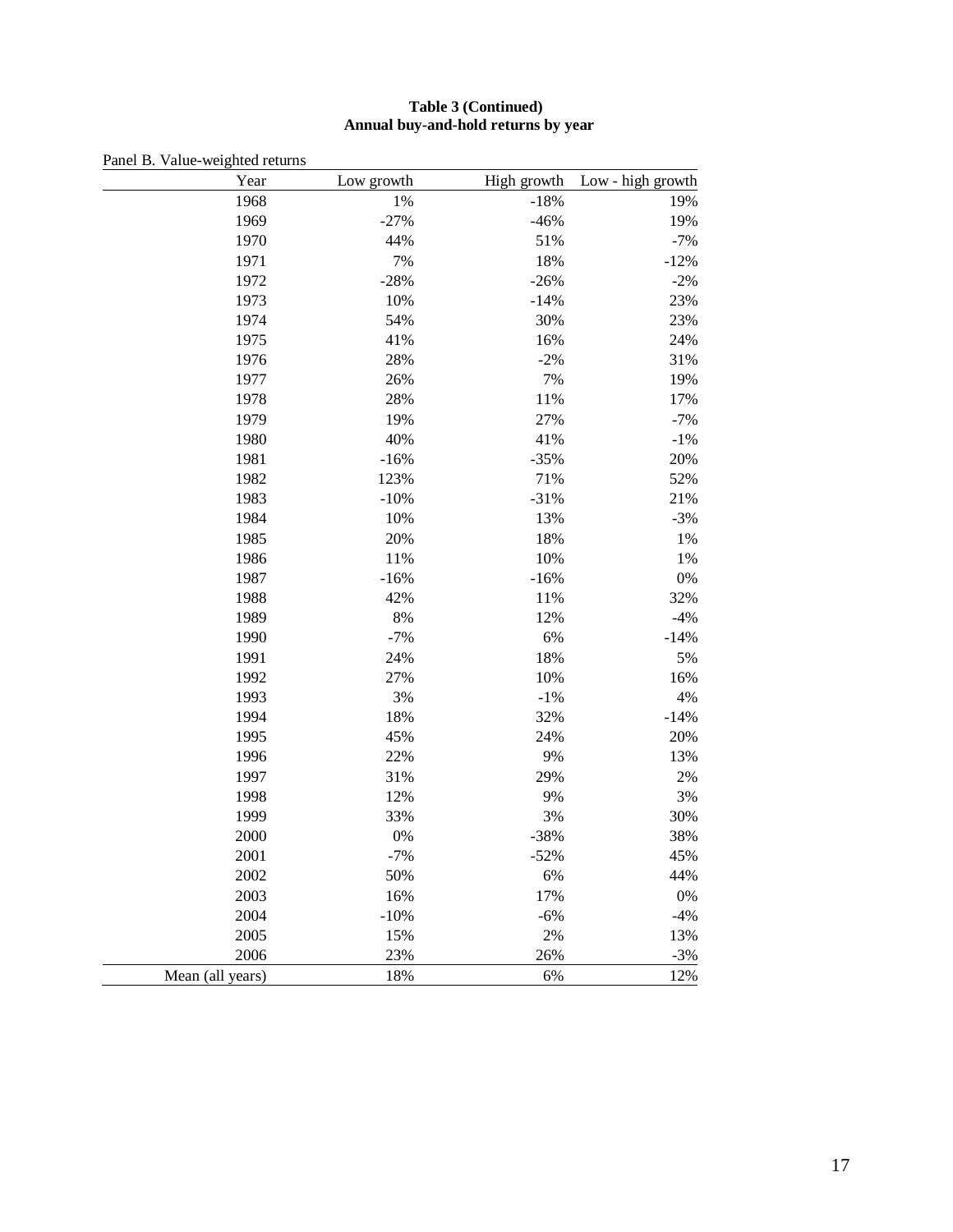**Table 3 (Continued)**
**Annual buy-and-hold returns by year**

Panel B. Value-weighted returns

| Year | Low growth | High growth | Low - high growth |
|---|---|---|---|
| 1968 | 1% | -18% | 19% |
| 1969 | -27% | -46% | 19% |
| 1970 | 44% | 51% | -7% |
| 1971 | 7% | 18% | -12% |
| 1972 | -28% | -26% | -2% |
| 1973 | 10% | -14% | 23% |
| 1974 | 54% | 30% | 23% |
| 1975 | 41% | 16% | 24% |
| 1976 | 28% | -2% | 31% |
| 1977 | 26% | 7% | 19% |
| 1978 | 28% | 11% | 17% |
| 1979 | 19% | 27% | -7% |
| 1980 | 40% | 41% | -1% |
| 1981 | -16% | -35% | 20% |
| 1982 | 123% | 71% | 52% |
| 1983 | -10% | -31% | 21% |
| 1984 | 10% | 13% | -3% |
| 1985 | 20% | 18% | 1% |
| 1986 | 11% | 10% | 1% |
| 1987 | -16% | -16% | 0% |
| 1988 | 42% | 11% | 32% |
| 1989 | 8% | 12% | -4% |
| 1990 | -7% | 6% | -14% |
| 1991 | 24% | 18% | 5% |
| 1992 | 27% | 10% | 16% |
| 1993 | 3% | -1% | 4% |
| 1994 | 18% | 32% | -14% |
| 1995 | 45% | 24% | 20% |
| 1996 | 22% | 9% | 13% |
| 1997 | 31% | 29% | 2% |
| 1998 | 12% | 9% | 3% |
| 1999 | 33% | 3% | 30% |
| 2000 | 0% | -38% | 38% |
| 2001 | -7% | -52% | 45% |
| 2002 | 50% | 6% | 44% |
| 2003 | 16% | 17% | 0% |
| 2004 | -10% | -6% | -4% |
| 2005 | 15% | 2% | 13% |
| 2006 | 23% | 26% | -3% |
| Mean (all years) | 18% | 6% | 12% |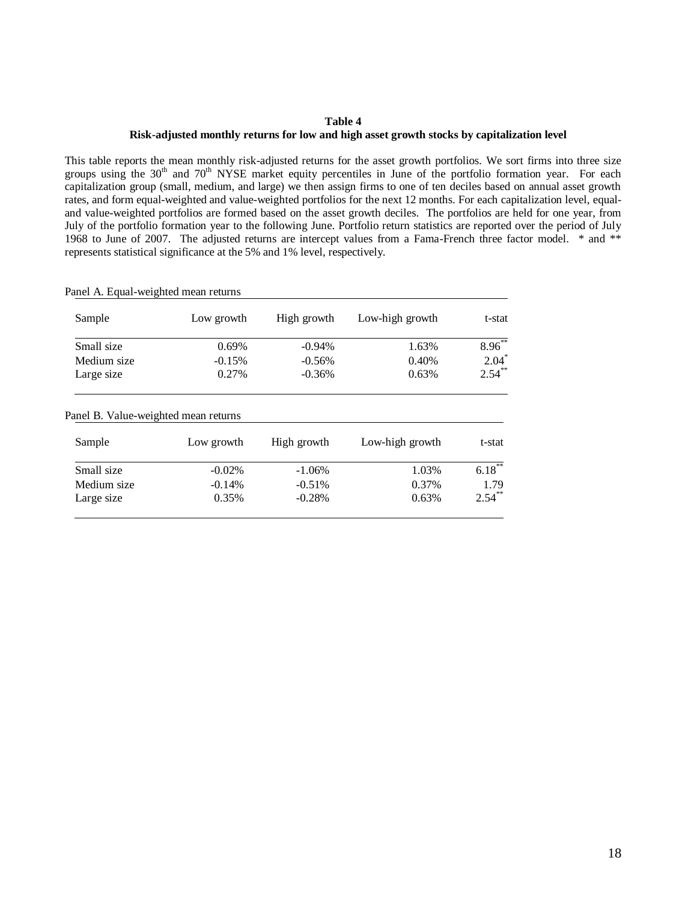**Table 4**
**Risk-adjusted monthly returns for low and high asset growth stocks by capitalization level**

This table reports the mean monthly risk-adjusted returns for the asset growth portfolios. We sort firms into three size groups using the $30^{th}$ and $70^{th}$ NYSE market equity percentiles in June of the portfolio formation year. For each capitalization group (small, medium, and large) we then assign firms to one of ten deciles based on annual asset growth rates, and form equal-weighted and value-weighted portfolios for the next 12 months. For each capitalization level, equal- and value-weighted portfolios are formed based on the asset growth deciles. The portfolios are held for one year, from July of the portfolio formation year to the following June. Portfolio return statistics are reported over the period of July 1968 to June of 2007. The adjusted returns are intercept values from a Fama-French three factor model. * and ** represents statistical significance at the 5% and 1% level, respectively.

Panel A. Equal-weighted mean returns

| Sample | Low growth | High growth | Low-high growth | t-stat |
|---|---|---|---|---|
| Small size | 0.69% | -0.94% | 1.63% | 8.96** |
| Medium size | -0.15% | -0.56% | 0.40% | 2.04* |
| Large size | 0.27% | -0.36% | 0.63% | 2.54** |

Panel B. Value-weighted mean returns

| Sample | Low growth | High growth | Low-high growth | t-stat |
|---|---|---|---|---|
| Small size | -0.02% | -1.06% | 1.03% | 6.18** |
| Medium size | -0.14% | -0.51% | 0.37% | 1.79 |
| Large size | 0.35% | -0.28% | 0.63% | 2.54** |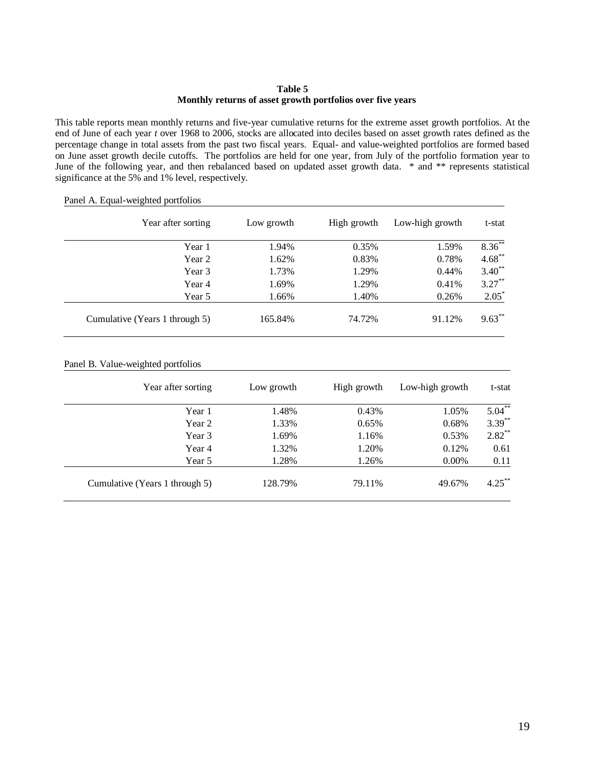**Table 5**
**Monthly returns of asset growth portfolios over five years**

This table reports mean monthly returns and five-year cumulative returns for the extreme asset growth portfolios. At the end of June of each year *t* over 1968 to 2006, stocks are allocated into deciles based on asset growth rates defined as the percentage change in total assets from the past two fiscal years. Equal- and value-weighted portfolios are formed based on June asset growth decile cutoffs. The portfolios are held for one year, from July of the portfolio formation year to June of the following year, and then rebalanced based on updated asset growth data. * and ** represents statistical significance at the 5% and 1% level, respectively.

Panel A. Equal-weighted portfolios

| Year after sorting | Low growth | High growth | Low-high growth | t-stat |
|---|---|---|---|---|
| Year 1 | 1.94% | 0.35% | 1.59% | 8.36** |
| Year 2 | 1.62% | 0.83% | 0.78% | 4.68** |
| Year 3 | 1.73% | 1.29% | 0.44% | 3.40** |
| Year 4 | 1.69% | 1.29% | 0.41% | 3.27** |
| Year 5 | 1.66% | 1.40% | 0.26% | 2.05* |
| Cumulative (Years 1 through 5) | 165.84% | 74.72% | 91.12% | 9.63** |

Panel B. Value-weighted portfolios

| Year after sorting | Low growth | High growth | Low-high growth | t-stat |
|---|---|---|---|---|
| Year 1 | 1.48% | 0.43% | 1.05% | 5.04** |
| Year 2 | 1.33% | 0.65% | 0.68% | 3.39** |
| Year 3 | 1.69% | 1.16% | 0.53% | 2.82** |
| Year 4 | 1.32% | 1.20% | 0.12% | 0.61 |
| Year 5 | 1.28% | 1.26% | 0.00% | 0.11 |
| Cumulative (Years 1 through 5) | 128.79% | 79.11% | 49.67% | 4.25** |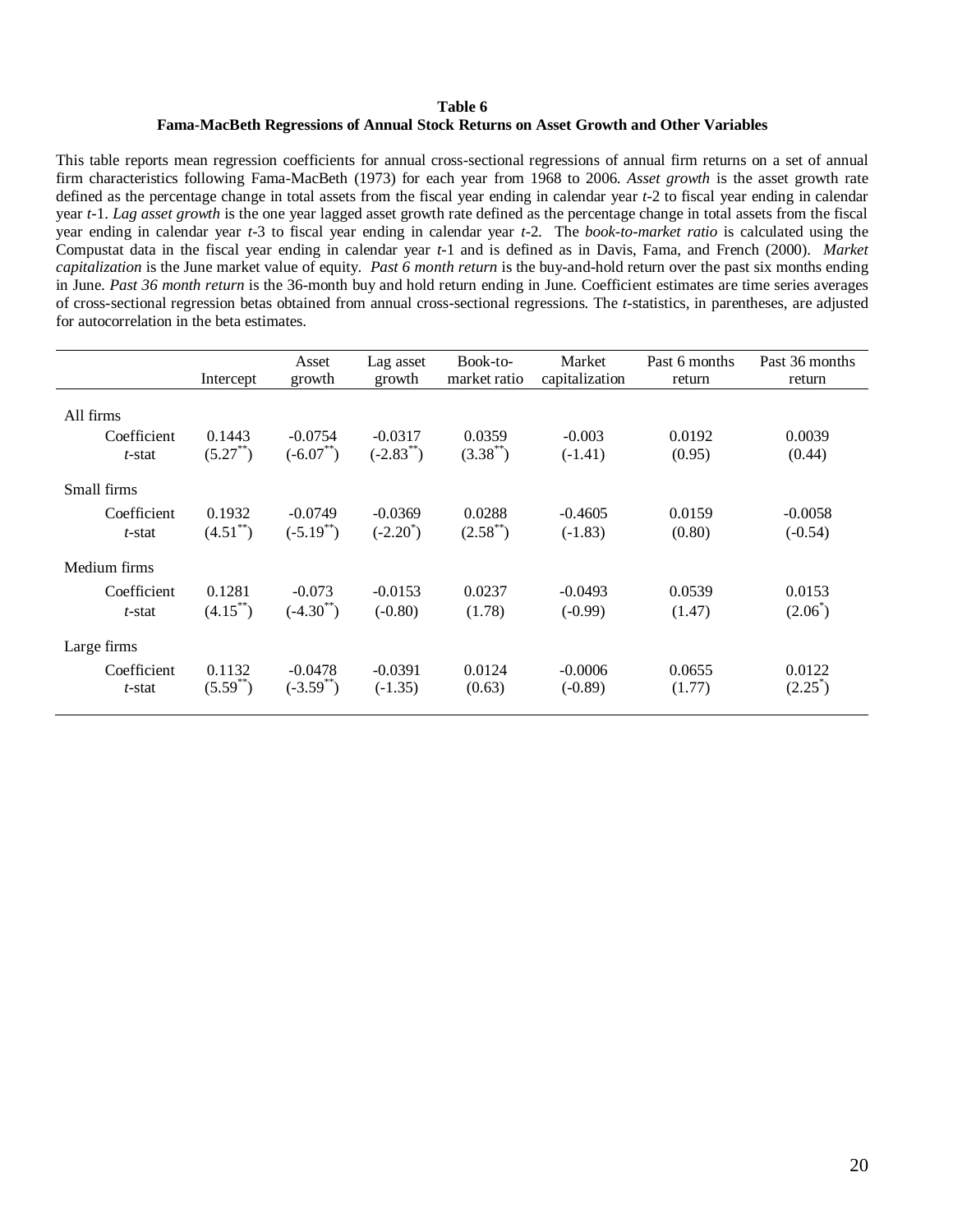**Table 6**
**Fama-MacBeth Regressions of Annual Stock Returns on Asset Growth and Other Variables**

This table reports mean regression coefficients for annual cross-sectional regressions of annual firm returns on a set of annual firm characteristics following Fama-MacBeth (1973) for each year from 1968 to 2006. *Asset growth* is the asset growth rate defined as the percentage change in total assets from the fiscal year ending in calendar year *t*-2 to fiscal year ending in calendar year *t*-1. *Lag asset growth* is the one year lagged asset growth rate defined as the percentage change in total assets from the fiscal year ending in calendar year *t*-3 to fiscal year ending in calendar year *t*-2. The *book-to-market ratio* is calculated using the Compustat data in the fiscal year ending in calendar year *t*-1 and is defined as in Davis, Fama, and French (2000). *Market capitalization* is the June market value of equity. *Past 6 month return* is the buy-and-hold return over the past six months ending in June. *Past 36 month return* is the 36-month buy and hold return ending in June. Coefficient estimates are time series averages of cross-sectional regression betas obtained from annual cross-sectional regressions. The *t*-statistics, in parentheses, are adjusted for autocorrelation in the beta estimates.

| | Intercept | Asset growth | Lag asset growth | Book-to-market ratio | Market capitalization | Past 6 months return | Past 36 months return |
|---|---|---|---|---|---|---|---|
| All firms | | | | | | | |
| Coefficient | 0.1443 | -0.0754 | -0.0317 | 0.0359 | -0.003 | 0.0192 | 0.0039 |
| *t*-stat | (5.27**) | (-6.07**) | (-2.83**) | (3.38**) | (-1.41) | (0.95) | (0.44) |
| Small firms | | | | | | | |
| Coefficient | 0.1932 | -0.0749 | -0.0369 | 0.0288 | -0.4605 | 0.0159 | -0.0058 |
| *t*-stat | (4.51**) | (-5.19**) | (-2.20*) | (2.58**) | (-1.83) | (0.80) | (-0.54) |
| Medium firms | | | | | | | |
| Coefficient | 0.1281 | -0.073 | -0.0153 | 0.0237 | -0.0493 | 0.0539 | 0.0153 |
| *t*-stat | (4.15**) | (-4.30**) | (-0.80) | (1.78) | (-0.99) | (1.47) | (2.06*) |
| Large firms | | | | | | | |
| Coefficient | 0.1132 | -0.0478 | -0.0391 | 0.0124 | -0.0006 | 0.0655 | 0.0122 |
| *t*-stat | (5.59**) | (-3.59**) | (-1.35) | (0.63) | (-0.89) | (1.77) | (2.25*) |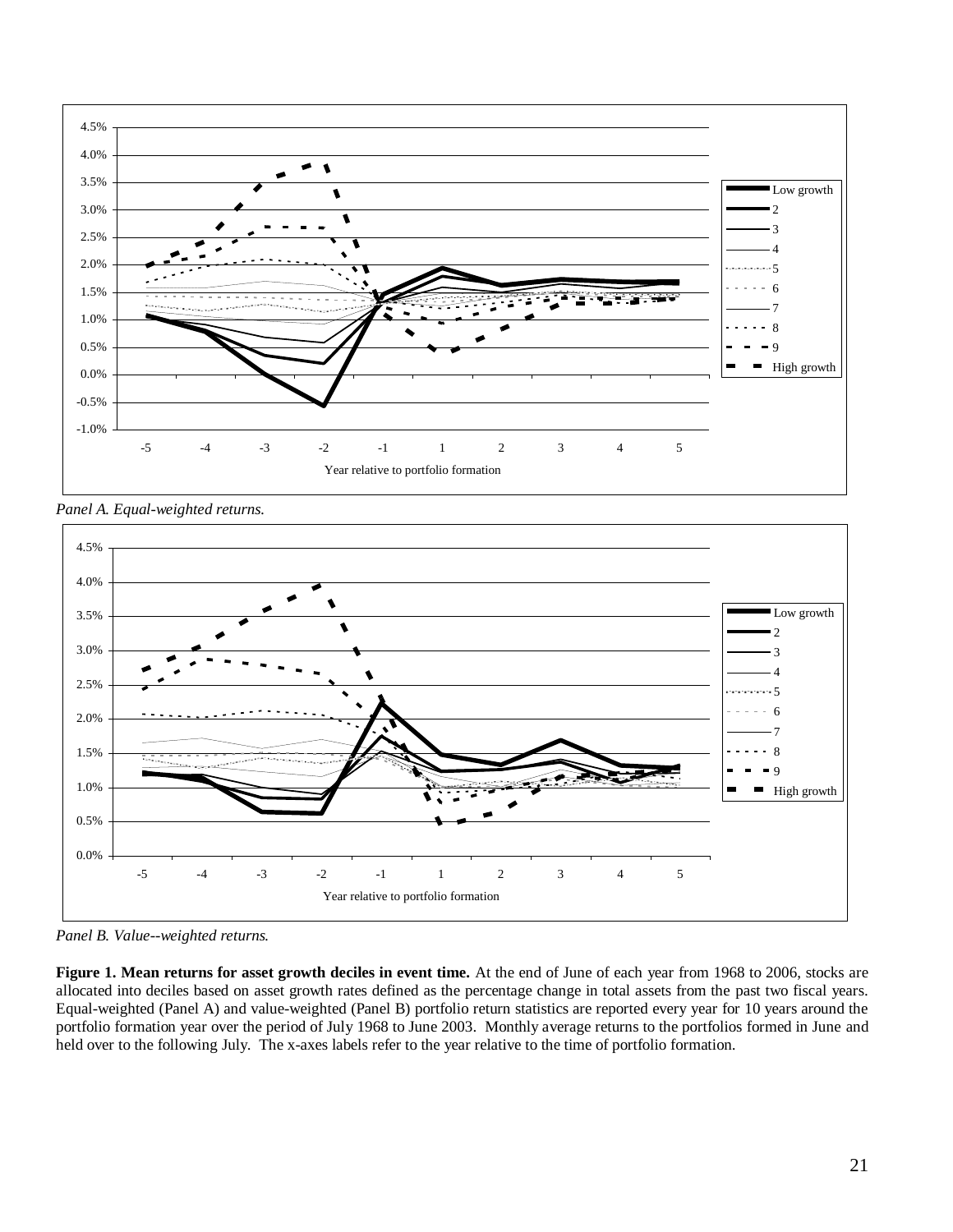4.5%
4.0%
3.5%
3.0%
2.5%
2.0%
1.5%
1.0%
0.5%
0.0%
-0.5%
-1.0%

-5 -4 -3 -2 -1 1 2 3 4 5

Year relative to portfolio formation

Low growth
2
3
4
5
6
7
8
9
High growth

*Panel A. Equal-weighted returns.*

4.5%
4.0%
3.5%
3.0%
2.5%
2.0%
1.5%
1.0%
0.5%
0.0%

-5 -4 -3 -2 -1 1 2 3 4 5

Year relative to portfolio formation

Low growth
2
3
4
5
6
7
8
9
High growth

*Panel B. Value--weighted returns.*

**Figure 1. Mean returns for asset growth deciles in event time.** At the end of June of each year from 1968 to 2006, stocks are allocated into deciles based on asset growth rates defined as the percentage change in total assets from the past two fiscal years. Equal-weighted (Panel A) and value-weighted (Panel B) portfolio return statistics are reported every year for 10 years around the portfolio formation year over the period of July 1968 to June 2003. Monthly average returns to the portfolios formed in June and held over to the following July. The x-axes labels refer to the year relative to the time of portfolio formation.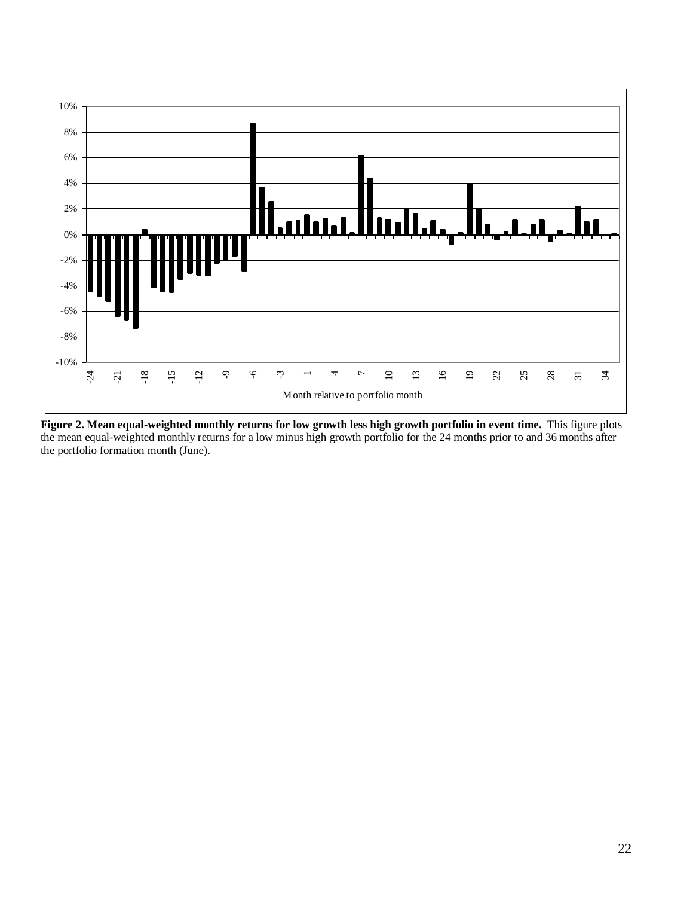10%
8%
6%
4%
2%
0%
-2%
-4%
-6%
-8%
-10%

-24
-21
-18
-15
-12
-9
-6
-3
1
4
7
10
13
16
19
22
25
28
31
34

Month relative to portfolio month

**Figure 2. Mean equal-weighted monthly returns for low growth less high growth portfolio in event time.** This figure plots the mean equal-weighted monthly returns for a low minus high growth portfolio for the 24 months prior to and 36 months after the portfolio formation month (June).